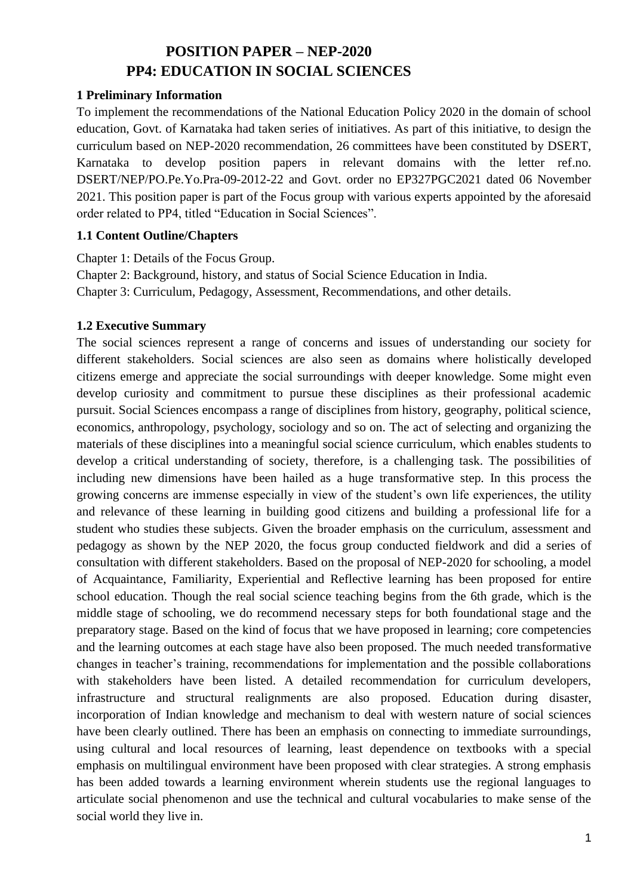# POSITION PAPER – NEP-2020
# PP4: EDUCATION IN SOCIAL SCIENCES

## 1 Preliminary Information

To implement the recommendations of the National Education Policy 2020 in the domain of school education, Govt. of Karnataka had taken series of initiatives. As part of this initiative, to design the curriculum based on NEP-2020 recommendation, 26 committees have been constituted by DSERT, Karnataka to develop position papers in relevant domains with the letter ref.no. DSERT/NEP/PO.Pe.Yo.Pra-09-2012-22 and Govt. order no EP327PGC2021 dated 06 November 2021. This position paper is part of the Focus group with various experts appointed by the aforesaid order related to PP4, titled "Education in Social Sciences".

### 1.1 Content Outline/Chapters

Chapter 1: Details of the Focus Group.

Chapter 2: Background, history, and status of Social Science Education in India.

Chapter 3: Curriculum, Pedagogy, Assessment, Recommendations, and other details.

### 1.2 Executive Summary

The social sciences represent a range of concerns and issues of understanding our society for different stakeholders. Social sciences are also seen as domains where holistically developed citizens emerge and appreciate the social surroundings with deeper knowledge. Some might even develop curiosity and commitment to pursue these disciplines as their professional academic pursuit. Social Sciences encompass a range of disciplines from history, geography, political science, economics, anthropology, psychology, sociology and so on. The act of selecting and organizing the materials of these disciplines into a meaningful social science curriculum, which enables students to develop a critical understanding of society, therefore, is a challenging task. The possibilities of including new dimensions have been hailed as a huge transformative step. In this process the growing concerns are immense especially in view of the student's own life experiences, the utility and relevance of these learning in building good citizens and building a professional life for a student who studies these subjects. Given the broader emphasis on the curriculum, assessment and pedagogy as shown by the NEP 2020, the focus group conducted fieldwork and did a series of consultation with different stakeholders. Based on the proposal of NEP-2020 for schooling, a model of Acquaintance, Familiarity, Experiential and Reflective learning has been proposed for entire school education. Though the real social science teaching begins from the 6th grade, which is the middle stage of schooling, we do recommend necessary steps for both foundational stage and the preparatory stage. Based on the kind of focus that we have proposed in learning; core competencies and the learning outcomes at each stage have also been proposed. The much needed transformative changes in teacher's training, recommendations for implementation and the possible collaborations with stakeholders have been listed. A detailed recommendation for curriculum developers, infrastructure and structural realignments are also proposed. Education during disaster, incorporation of Indian knowledge and mechanism to deal with western nature of social sciences have been clearly outlined. There has been an emphasis on connecting to immediate surroundings, using cultural and local resources of learning, least dependence on textbooks with a special emphasis on multilingual environment have been proposed with clear strategies. A strong emphasis has been added towards a learning environment wherein students use the regional languages to articulate social phenomenon and use the technical and cultural vocabularies to make sense of the social world they live in.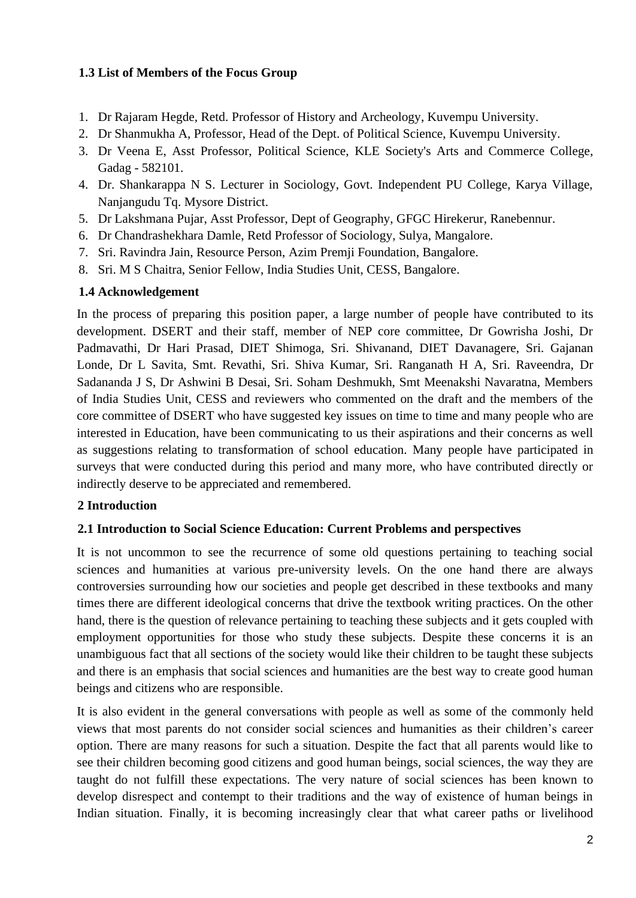### 1.3 List of Members of the Focus Group

1. Dr Rajaram Hegde, Retd. Professor of History and Archeology, Kuvempu University.
2. Dr Shanmukha A, Professor, Head of the Dept. of Political Science, Kuvempu University.
3. Dr Veena E, Asst Professor, Political Science, KLE Society's Arts and Commerce College, Gadag - 582101.
4. Dr. Shankarappa N S. Lecturer in Sociology, Govt. Independent PU College, Karya Village, Nanjangudu Tq. Mysore District.
5. Dr Lakshmana Pujar, Asst Professor, Dept of Geography, GFGC Hirekerur, Ranebennur.
6. Dr Chandrashekhara Damle, Retd Professor of Sociology, Sulya, Mangalore.
7. Sri. Ravindra Jain, Resource Person, Azim Premji Foundation, Bangalore.
8. Sri. M S Chaitra, Senior Fellow, India Studies Unit, CESS, Bangalore.

### 1.4 Acknowledgement

In the process of preparing this position paper, a large number of people have contributed to its development. DSERT and their staff, member of NEP core committee, Dr Gowrisha Joshi, Dr Padmavathi, Dr Hari Prasad, DIET Shimoga, Sri. Shivanand, DIET Davanagere, Sri. Gajanan Londe, Dr L Savita, Smt. Revathi, Sri. Shiva Kumar, Sri. Ranganath H A, Sri. Raveendra, Dr Sadananda J S, Dr Ashwini B Desai, Sri. Soham Deshmukh, Smt Meenakshi Navaratna, Members of India Studies Unit, CESS and reviewers who commented on the draft and the members of the core committee of DSERT who have suggested key issues on time to time and many people who are interested in Education, have been communicating to us their aspirations and their concerns as well as suggestions relating to transformation of school education. Many people have participated in surveys that were conducted during this period and many more, who have contributed directly or indirectly deserve to be appreciated and remembered.

## 2 Introduction

### 2.1 Introduction to Social Science Education: Current Problems and perspectives

It is not uncommon to see the recurrence of some old questions pertaining to teaching social sciences and humanities at various pre-university levels. On the one hand there are always controversies surrounding how our societies and people get described in these textbooks and many times there are different ideological concerns that drive the textbook writing practices. On the other hand, there is the question of relevance pertaining to teaching these subjects and it gets coupled with employment opportunities for those who study these subjects. Despite these concerns it is an unambiguous fact that all sections of the society would like their children to be taught these subjects and there is an emphasis that social sciences and humanities are the best way to create good human beings and citizens who are responsible.

It is also evident in the general conversations with people as well as some of the commonly held views that most parents do not consider social sciences and humanities as their children's career option. There are many reasons for such a situation. Despite the fact that all parents would like to see their children becoming good citizens and good human beings, social sciences, the way they are taught do not fulfill these expectations. The very nature of social sciences has been known to develop disrespect and contempt to their traditions and the way of existence of human beings in Indian situation. Finally, it is becoming increasingly clear that what career paths or livelihood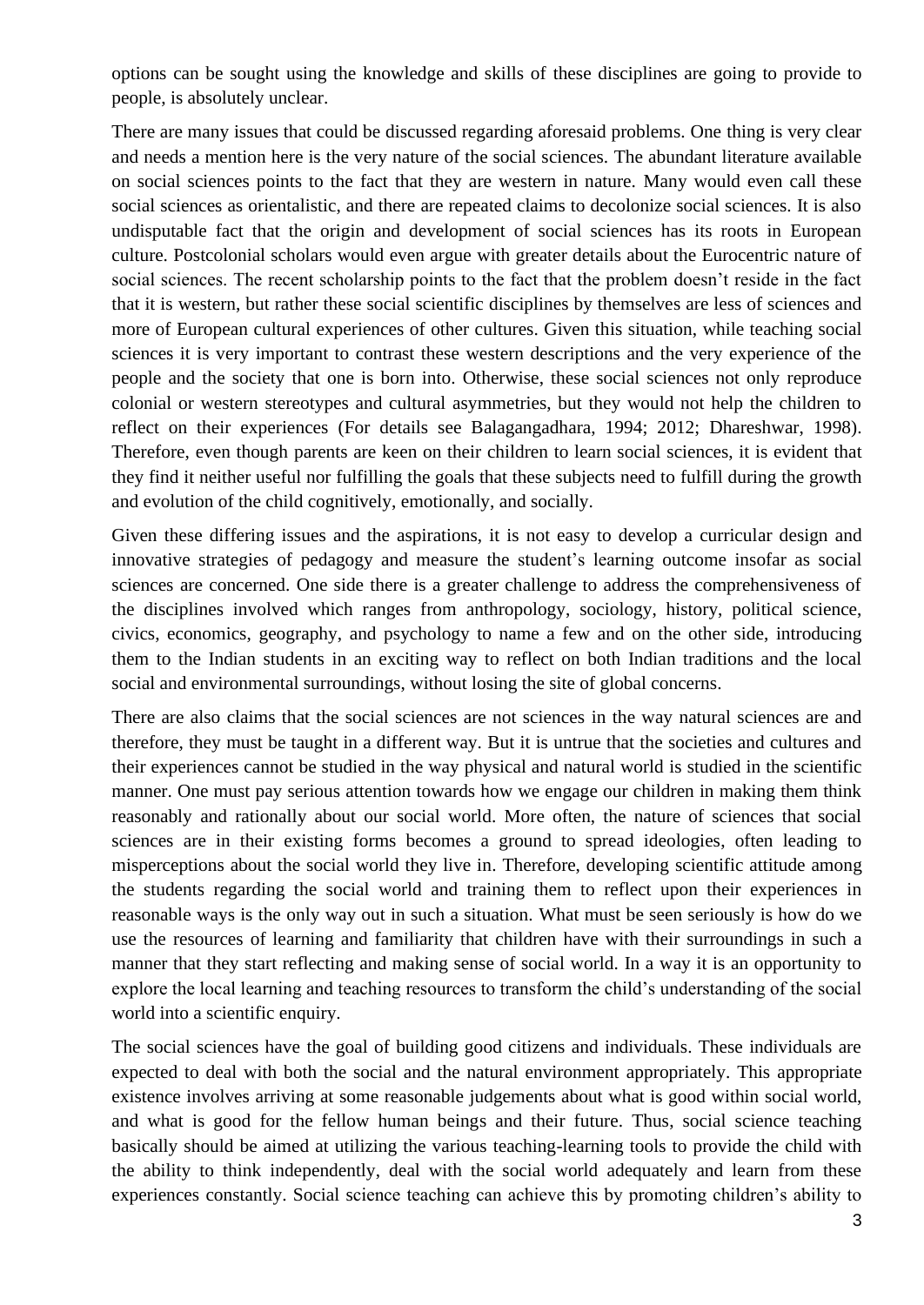options can be sought using the knowledge and skills of these disciplines are going to provide to people, is absolutely unclear.

There are many issues that could be discussed regarding aforesaid problems. One thing is very clear and needs a mention here is the very nature of the social sciences. The abundant literature available on social sciences points to the fact that they are western in nature. Many would even call these social sciences as orientalistic, and there are repeated claims to decolonize social sciences. It is also undisputable fact that the origin and development of social sciences has its roots in European culture. Postcolonial scholars would even argue with greater details about the Eurocentric nature of social sciences. The recent scholarship points to the fact that the problem doesn't reside in the fact that it is western, but rather these social scientific disciplines by themselves are less of sciences and more of European cultural experiences of other cultures. Given this situation, while teaching social sciences it is very important to contrast these western descriptions and the very experience of the people and the society that one is born into. Otherwise, these social sciences not only reproduce colonial or western stereotypes and cultural asymmetries, but they would not help the children to reflect on their experiences (For details see Balagangadhara, 1994; 2012; Dhareshwar, 1998). Therefore, even though parents are keen on their children to learn social sciences, it is evident that they find it neither useful nor fulfilling the goals that these subjects need to fulfill during the growth and evolution of the child cognitively, emotionally, and socially.

Given these differing issues and the aspirations, it is not easy to develop a curricular design and innovative strategies of pedagogy and measure the student's learning outcome insofar as social sciences are concerned. One side there is a greater challenge to address the comprehensiveness of the disciplines involved which ranges from anthropology, sociology, history, political science, civics, economics, geography, and psychology to name a few and on the other side, introducing them to the Indian students in an exciting way to reflect on both Indian traditions and the local social and environmental surroundings, without losing the site of global concerns.

There are also claims that the social sciences are not sciences in the way natural sciences are and therefore, they must be taught in a different way. But it is untrue that the societies and cultures and their experiences cannot be studied in the way physical and natural world is studied in the scientific manner. One must pay serious attention towards how we engage our children in making them think reasonably and rationally about our social world. More often, the nature of sciences that social sciences are in their existing forms becomes a ground to spread ideologies, often leading to misperceptions about the social world they live in. Therefore, developing scientific attitude among the students regarding the social world and training them to reflect upon their experiences in reasonable ways is the only way out in such a situation. What must be seen seriously is how do we use the resources of learning and familiarity that children have with their surroundings in such a manner that they start reflecting and making sense of social world. In a way it is an opportunity to explore the local learning and teaching resources to transform the child's understanding of the social world into a scientific enquiry.

The social sciences have the goal of building good citizens and individuals. These individuals are expected to deal with both the social and the natural environment appropriately. This appropriate existence involves arriving at some reasonable judgements about what is good within social world, and what is good for the fellow human beings and their future. Thus, social science teaching basically should be aimed at utilizing the various teaching-learning tools to provide the child with the ability to think independently, deal with the social world adequately and learn from these experiences constantly. Social science teaching can achieve this by promoting children's ability to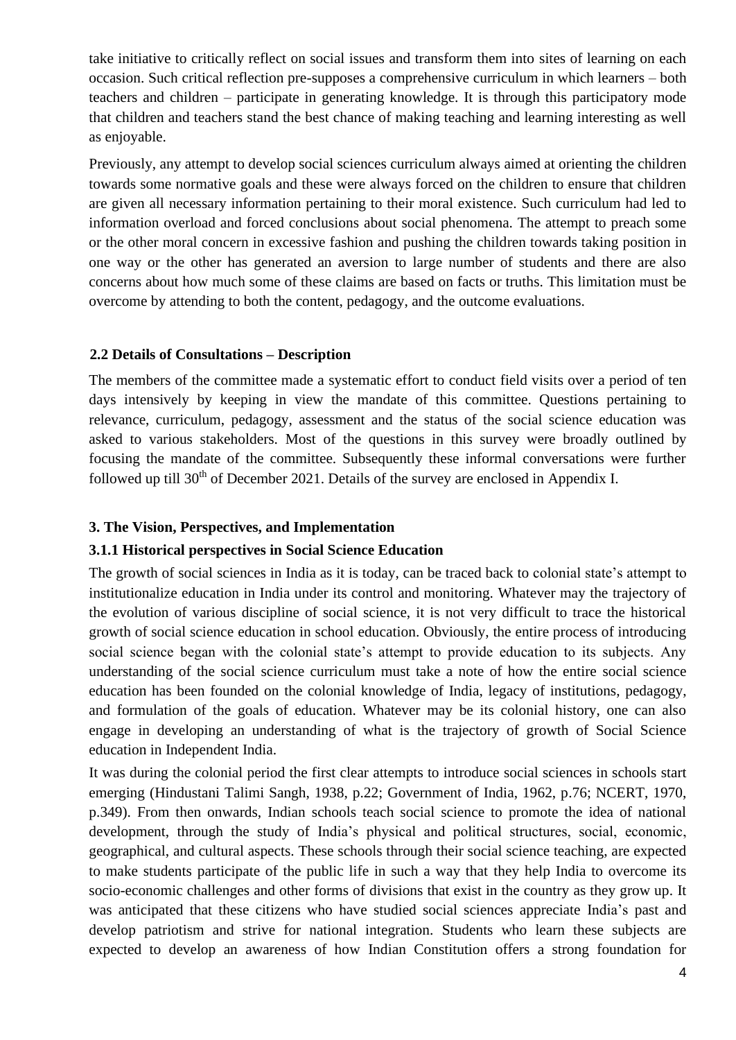take initiative to critically reflect on social issues and transform them into sites of learning on each occasion. Such critical reflection pre-supposes a comprehensive curriculum in which learners – both teachers and children – participate in generating knowledge. It is through this participatory mode that children and teachers stand the best chance of making teaching and learning interesting as well as enjoyable.

Previously, any attempt to develop social sciences curriculum always aimed at orienting the children towards some normative goals and these were always forced on the children to ensure that children are given all necessary information pertaining to their moral existence. Such curriculum had led to information overload and forced conclusions about social phenomena. The attempt to preach some or the other moral concern in excessive fashion and pushing the children towards taking position in one way or the other has generated an aversion to large number of students and there are also concerns about how much some of these claims are based on facts or truths. This limitation must be overcome by attending to both the content, pedagogy, and the outcome evaluations.

### 2.2 Details of Consultations – Description

The members of the committee made a systematic effort to conduct field visits over a period of ten days intensively by keeping in view the mandate of this committee. Questions pertaining to relevance, curriculum, pedagogy, assessment and the status of the social science education was asked to various stakeholders. Most of the questions in this survey were broadly outlined by focusing the mandate of the committee. Subsequently these informal conversations were further followed up till 30th of December 2021. Details of the survey are enclosed in Appendix I.

## 3. The Vision, Perspectives, and Implementation

### 3.1.1 Historical perspectives in Social Science Education

The growth of social sciences in India as it is today, can be traced back to colonial state's attempt to institutionalize education in India under its control and monitoring. Whatever may the trajectory of the evolution of various discipline of social science, it is not very difficult to trace the historical growth of social science education in school education. Obviously, the entire process of introducing social science began with the colonial state's attempt to provide education to its subjects. Any understanding of the social science curriculum must take a note of how the entire social science education has been founded on the colonial knowledge of India, legacy of institutions, pedagogy, and formulation of the goals of education. Whatever may be its colonial history, one can also engage in developing an understanding of what is the trajectory of growth of Social Science education in Independent India.

It was during the colonial period the first clear attempts to introduce social sciences in schools start emerging (Hindustani Talimi Sangh, 1938, p.22; Government of India, 1962, p.76; NCERT, 1970, p.349). From then onwards, Indian schools teach social science to promote the idea of national development, through the study of India's physical and political structures, social, economic, geographical, and cultural aspects. These schools through their social science teaching, are expected to make students participate of the public life in such a way that they help India to overcome its socio-economic challenges and other forms of divisions that exist in the country as they grow up. It was anticipated that these citizens who have studied social sciences appreciate India's past and develop patriotism and strive for national integration. Students who learn these subjects are expected to develop an awareness of how Indian Constitution offers a strong foundation for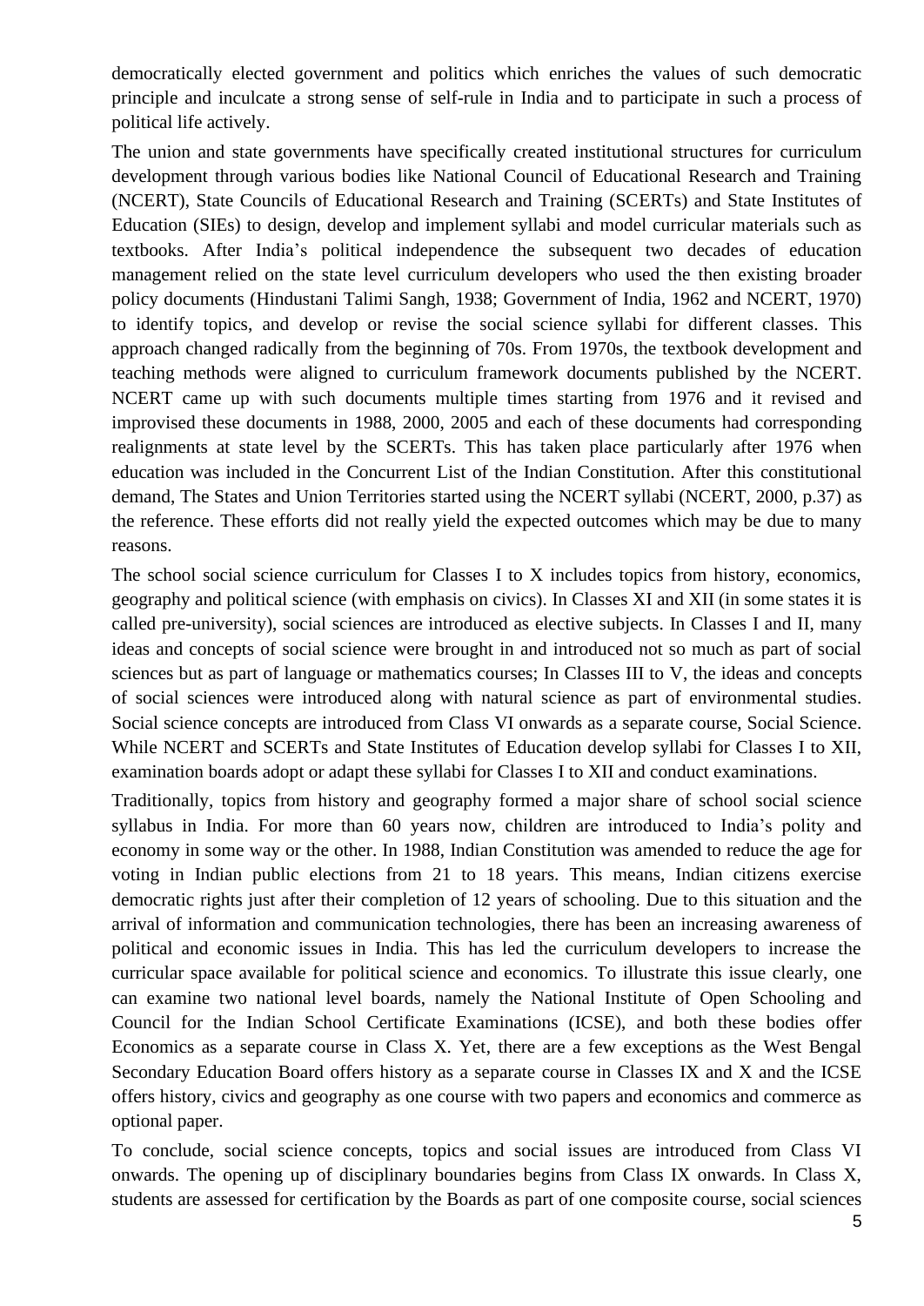democratically elected government and politics which enriches the values of such democratic principle and inculcate a strong sense of self-rule in India and to participate in such a process of political life actively.

The union and state governments have specifically created institutional structures for curriculum development through various bodies like National Council of Educational Research and Training (NCERT), State Councils of Educational Research and Training (SCERTs) and State Institutes of Education (SIEs) to design, develop and implement syllabi and model curricular materials such as textbooks. After India's political independence the subsequent two decades of education management relied on the state level curriculum developers who used the then existing broader policy documents (Hindustani Talimi Sangh, 1938; Government of India, 1962 and NCERT, 1970) to identify topics, and develop or revise the social science syllabi for different classes. This approach changed radically from the beginning of 70s. From 1970s, the textbook development and teaching methods were aligned to curriculum framework documents published by the NCERT. NCERT came up with such documents multiple times starting from 1976 and it revised and improvised these documents in 1988, 2000, 2005 and each of these documents had corresponding realignments at state level by the SCERTs. This has taken place particularly after 1976 when education was included in the Concurrent List of the Indian Constitution. After this constitutional demand, The States and Union Territories started using the NCERT syllabi (NCERT, 2000, p.37) as the reference. These efforts did not really yield the expected outcomes which may be due to many reasons.

The school social science curriculum for Classes I to X includes topics from history, economics, geography and political science (with emphasis on civics). In Classes XI and XII (in some states it is called pre-university), social sciences are introduced as elective subjects. In Classes I and II, many ideas and concepts of social science were brought in and introduced not so much as part of social sciences but as part of language or mathematics courses; In Classes III to V, the ideas and concepts of social sciences were introduced along with natural science as part of environmental studies. Social science concepts are introduced from Class VI onwards as a separate course, Social Science. While NCERT and SCERTs and State Institutes of Education develop syllabi for Classes I to XII, examination boards adopt or adapt these syllabi for Classes I to XII and conduct examinations.

Traditionally, topics from history and geography formed a major share of school social science syllabus in India. For more than 60 years now, children are introduced to India's polity and economy in some way or the other. In 1988, Indian Constitution was amended to reduce the age for voting in Indian public elections from 21 to 18 years. This means, Indian citizens exercise democratic rights just after their completion of 12 years of schooling. Due to this situation and the arrival of information and communication technologies, there has been an increasing awareness of political and economic issues in India. This has led the curriculum developers to increase the curricular space available for political science and economics. To illustrate this issue clearly, one can examine two national level boards, namely the National Institute of Open Schooling and Council for the Indian School Certificate Examinations (ICSE), and both these bodies offer Economics as a separate course in Class X. Yet, there are a few exceptions as the West Bengal Secondary Education Board offers history as a separate course in Classes IX and X and the ICSE offers history, civics and geography as one course with two papers and economics and commerce as optional paper.

To conclude, social science concepts, topics and social issues are introduced from Class VI onwards. The opening up of disciplinary boundaries begins from Class IX onwards. In Class X, students are assessed for certification by the Boards as part of one composite course, social sciences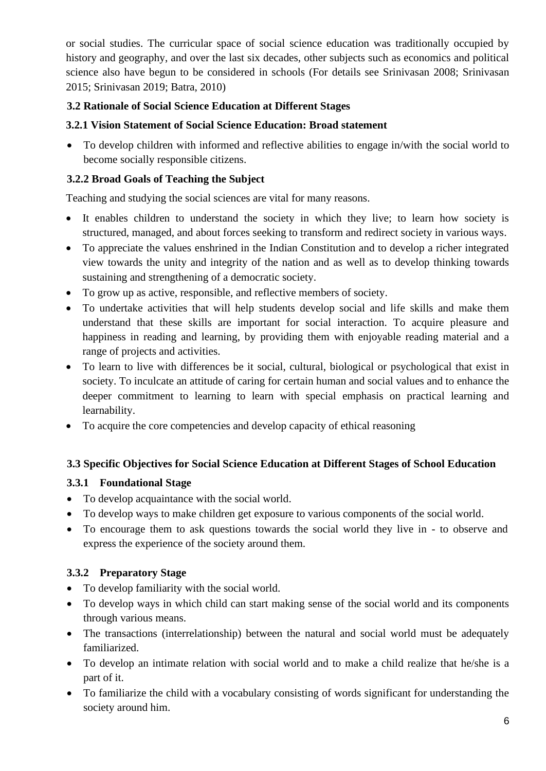or social studies. The curricular space of social science education was traditionally occupied by history and geography, and over the last six decades, other subjects such as economics and political science also have begun to be considered in schools (For details see Srinivasan 2008; Srinivasan 2015; Srinivasan 2019; Batra, 2010)

### 3.2 Rationale of Social Science Education at Different Stages

#### 3.2.1 Vision Statement of Social Science Education: Broad statement

- To develop children with informed and reflective abilities to engage in/with the social world to become socially responsible citizens.

#### 3.2.2 Broad Goals of Teaching the Subject

Teaching and studying the social sciences are vital for many reasons.

- It enables children to understand the society in which they live; to learn how society is structured, managed, and about forces seeking to transform and redirect society in various ways.
- To appreciate the values enshrined in the Indian Constitution and to develop a richer integrated view towards the unity and integrity of the nation and as well as to develop thinking towards sustaining and strengthening of a democratic society.
- To grow up as active, responsible, and reflective members of society.
- To undertake activities that will help students develop social and life skills and make them understand that these skills are important for social interaction. To acquire pleasure and happiness in reading and learning, by providing them with enjoyable reading material and a range of projects and activities.
- To learn to live with differences be it social, cultural, biological or psychological that exist in society. To inculcate an attitude of caring for certain human and social values and to enhance the deeper commitment to learning to learn with special emphasis on practical learning and learnability.
- To acquire the core competencies and develop capacity of ethical reasoning

### 3.3 Specific Objectives for Social Science Education at Different Stages of School Education

#### 3.3.1 Foundational Stage

- To develop acquaintance with the social world.
- To develop ways to make children get exposure to various components of the social world.
- To encourage them to ask questions towards the social world they live in - to observe and express the experience of the society around them.

#### 3.3.2 Preparatory Stage

- To develop familiarity with the social world.
- To develop ways in which child can start making sense of the social world and its components through various means.
- The transactions (interrelationship) between the natural and social world must be adequately familiarized.
- To develop an intimate relation with social world and to make a child realize that he/she is a part of it.
- To familiarize the child with a vocabulary consisting of words significant for understanding the society around him.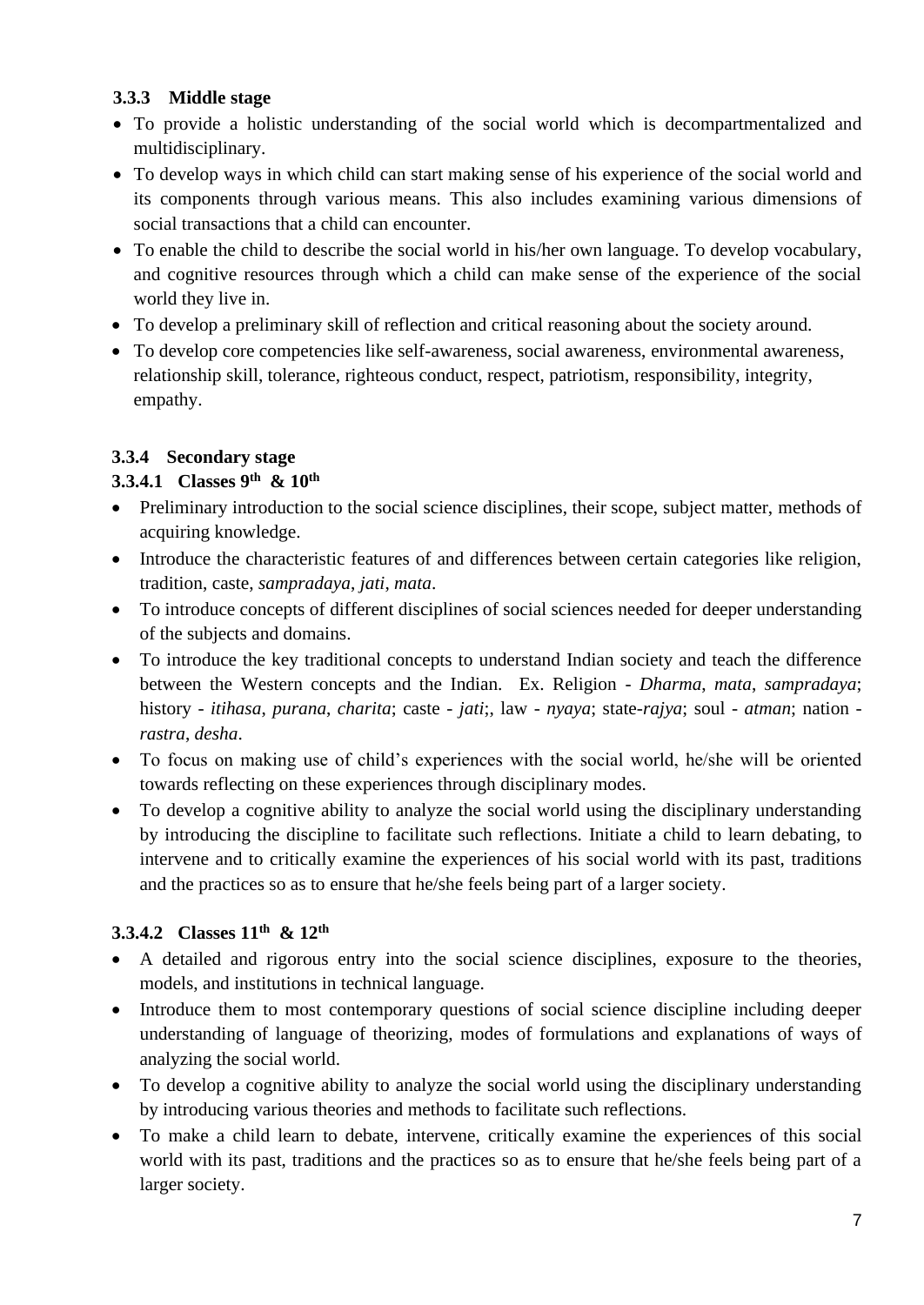### 3.3.3 Middle stage

- To provide a holistic understanding of the social world which is decompartmentalized and multidisciplinary.
- To develop ways in which child can start making sense of his experience of the social world and its components through various means. This also includes examining various dimensions of social transactions that a child can encounter.
- To enable the child to describe the social world in his/her own language. To develop vocabulary, and cognitive resources through which a child can make sense of the experience of the social world they live in.
- To develop a preliminary skill of reflection and critical reasoning about the society around.
- To develop core competencies like self-awareness, social awareness, environmental awareness, relationship skill, tolerance, righteous conduct, respect, patriotism, responsibility, integrity, empathy.

### 3.3.4 Secondary stage

#### 3.3.4.1 Classes 9th & 10th

- Preliminary introduction to the social science disciplines, their scope, subject matter, methods of acquiring knowledge.
- Introduce the characteristic features of and differences between certain categories like religion, tradition, caste, *sampradaya*, *jati*, *mata*.
- To introduce concepts of different disciplines of social sciences needed for deeper understanding of the subjects and domains.
- To introduce the key traditional concepts to understand Indian society and teach the difference between the Western concepts and the Indian. Ex. Religion - *Dharma*, *mata*, *sampradaya*; history - *itihasa*, *purana*, *charita*; caste - *jati*;, law - *nyaya*; state-*rajya*; soul - *atman*; nation - *rastra*, *desha*.
- To focus on making use of child's experiences with the social world, he/she will be oriented towards reflecting on these experiences through disciplinary modes.
- To develop a cognitive ability to analyze the social world using the disciplinary understanding by introducing the discipline to facilitate such reflections. Initiate a child to learn debating, to intervene and to critically examine the experiences of his social world with its past, traditions and the practices so as to ensure that he/she feels being part of a larger society.

#### 3.3.4.2 Classes 11th & 12th

- A detailed and rigorous entry into the social science disciplines, exposure to the theories, models, and institutions in technical language.
- Introduce them to most contemporary questions of social science discipline including deeper understanding of language of theorizing, modes of formulations and explanations of ways of analyzing the social world.
- To develop a cognitive ability to analyze the social world using the disciplinary understanding by introducing various theories and methods to facilitate such reflections.
- To make a child learn to debate, intervene, critically examine the experiences of this social world with its past, traditions and the practices so as to ensure that he/she feels being part of a larger society.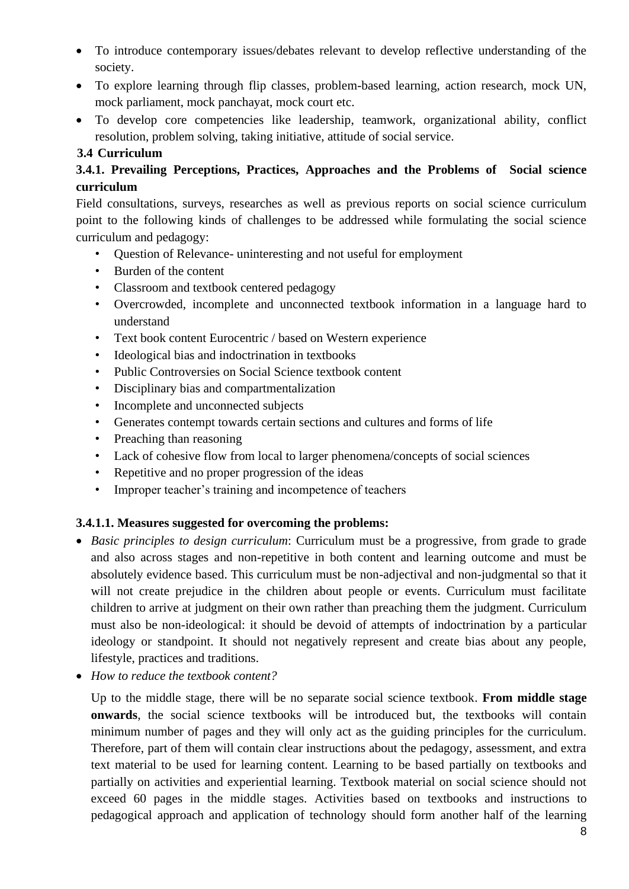- To introduce contemporary issues/debates relevant to develop reflective understanding of the society.
- To explore learning through flip classes, problem-based learning, action research, mock UN, mock parliament, mock panchayat, mock court etc.
- To develop core competencies like leadership, teamwork, organizational ability, conflict resolution, problem solving, taking initiative, attitude of social service.

### 3.4 Curriculum

#### 3.4.1. Prevailing Perceptions, Practices, Approaches and the Problems of Social science curriculum

Field consultations, surveys, researches as well as previous reports on social science curriculum point to the following kinds of challenges to be addressed while formulating the social science curriculum and pedagogy:

- Question of Relevance- uninteresting and not useful for employment
- Burden of the content
- Classroom and textbook centered pedagogy
- Overcrowded, incomplete and unconnected textbook information in a language hard to understand
- Text book content Eurocentric / based on Western experience
- Ideological bias and indoctrination in textbooks
- Public Controversies on Social Science textbook content
- Disciplinary bias and compartmentalization
- Incomplete and unconnected subjects
- Generates contempt towards certain sections and cultures and forms of life
- Preaching than reasoning
- Lack of cohesive flow from local to larger phenomena/concepts of social sciences
- Repetitive and no proper progression of the ideas
- Improper teacher's training and incompetence of teachers

#### 3.4.1.1. Measures suggested for overcoming the problems:

- *Basic principles to design curriculum*: Curriculum must be a progressive, from grade to grade and also across stages and non-repetitive in both content and learning outcome and must be absolutely evidence based. This curriculum must be non-adjectival and non-judgmental so that it will not create prejudice in the children about people or events. Curriculum must facilitate children to arrive at judgment on their own rather than preaching them the judgment. Curriculum must also be non-ideological: it should be devoid of attempts of indoctrination by a particular ideology or standpoint. It should not negatively represent and create bias about any people, lifestyle, practices and traditions.
- *How to reduce the textbook content?*

  Up to the middle stage, there will be no separate social science textbook. **From middle stage onwards**, the social science textbooks will be introduced but, the textbooks will contain minimum number of pages and they will only act as the guiding principles for the curriculum. Therefore, part of them will contain clear instructions about the pedagogy, assessment, and extra text material to be used for learning content. Learning to be based partially on textbooks and partially on activities and experiential learning. Textbook material on social science should not exceed 60 pages in the middle stages. Activities based on textbooks and instructions to pedagogical approach and application of technology should form another half of the learning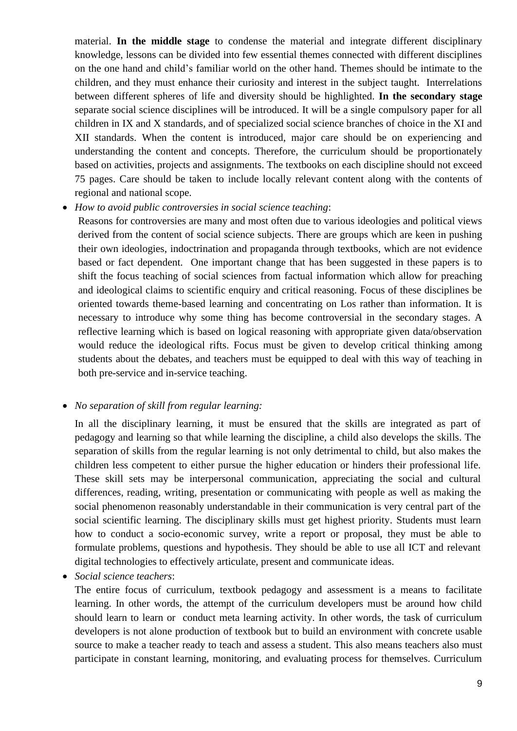material. **In the middle stage** to condense the material and integrate different disciplinary knowledge, lessons can be divided into few essential themes connected with different disciplines on the one hand and child's familiar world on the other hand. Themes should be intimate to the children, and they must enhance their curiosity and interest in the subject taught. Interrelations between different spheres of life and diversity should be highlighted. **In the secondary stage** separate social science disciplines will be introduced. It will be a single compulsory paper for all children in IX and X standards, and of specialized social science branches of choice in the XI and XII standards. When the content is introduced, major care should be on experiencing and understanding the content and concepts. Therefore, the curriculum should be proportionately based on activities, projects and assignments. The textbooks on each discipline should not exceed 75 pages. Care should be taken to include locally relevant content along with the contents of regional and national scope.

- *How to avoid public controversies in social science teaching*:
  Reasons for controversies are many and most often due to various ideologies and political views derived from the content of social science subjects. There are groups which are keen in pushing their own ideologies, indoctrination and propaganda through textbooks, which are not evidence based or fact dependent. One important change that has been suggested in these papers is to shift the focus teaching of social sciences from factual information which allow for preaching and ideological claims to scientific enquiry and critical reasoning. Focus of these disciplines be oriented towards theme-based learning and concentrating on Los rather than information. It is necessary to introduce why some thing has become controversial in the secondary stages. A reflective learning which is based on logical reasoning with appropriate given data/observation would reduce the ideological rifts. Focus must be given to develop critical thinking among students about the debates, and teachers must be equipped to deal with this way of teaching in both pre-service and in-service teaching.

- *No separation of skill from regular learning:*
  In all the disciplinary learning, it must be ensured that the skills are integrated as part of pedagogy and learning so that while learning the discipline, a child also develops the skills. The separation of skills from the regular learning is not only detrimental to child, but also makes the children less competent to either pursue the higher education or hinders their professional life. These skill sets may be interpersonal communication, appreciating the social and cultural differences, reading, writing, presentation or communicating with people as well as making the social phenomenon reasonably understandable in their communication is very central part of the social scientific learning. The disciplinary skills must get highest priority. Students must learn how to conduct a socio-economic survey, write a report or proposal, they must be able to formulate problems, questions and hypothesis. They should be able to use all ICT and relevant digital technologies to effectively articulate, present and communicate ideas.

- *Social science teachers*:
  The entire focus of curriculum, textbook pedagogy and assessment is a means to facilitate learning. In other words, the attempt of the curriculum developers must be around how child should learn to learn or conduct meta learning activity. In other words, the task of curriculum developers is not alone production of textbook but to build an environment with concrete usable source to make a teacher ready to teach and assess a student. This also means teachers also must participate in constant learning, monitoring, and evaluating process for themselves. Curriculum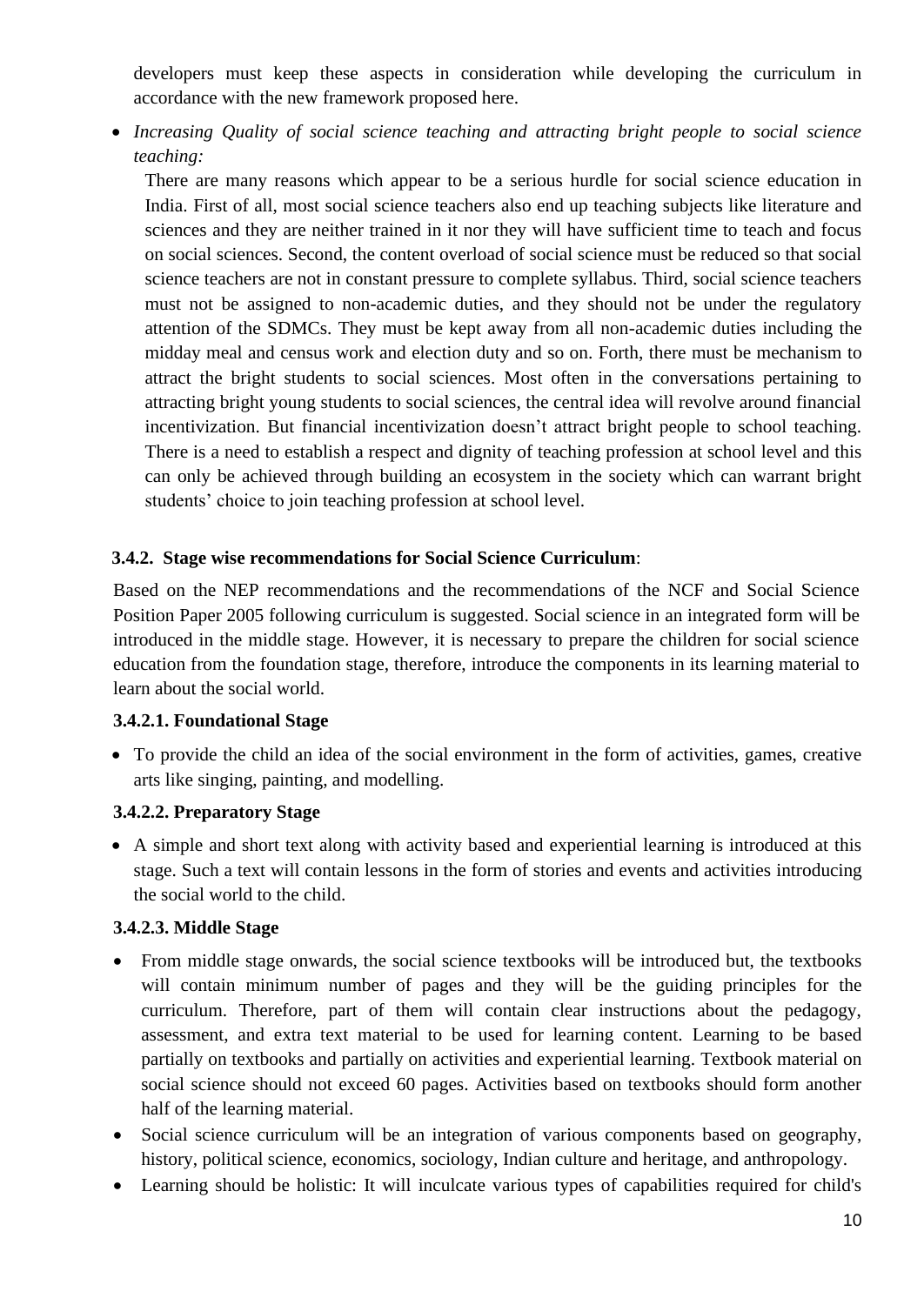developers must keep these aspects in consideration while developing the curriculum in accordance with the new framework proposed here.

- *Increasing Quality of social science teaching and attracting bright people to social science teaching:*

  There are many reasons which appear to be a serious hurdle for social science education in India. First of all, most social science teachers also end up teaching subjects like literature and sciences and they are neither trained in it nor they will have sufficient time to teach and focus on social sciences. Second, the content overload of social science must be reduced so that social science teachers are not in constant pressure to complete syllabus. Third, social science teachers must not be assigned to non-academic duties, and they should not be under the regulatory attention of the SDMCs. They must be kept away from all non-academic duties including the midday meal and census work and election duty and so on. Forth, there must be mechanism to attract the bright students to social sciences. Most often in the conversations pertaining to attracting bright young students to social sciences, the central idea will revolve around financial incentivization. But financial incentivization doesn't attract bright people to school teaching. There is a need to establish a respect and dignity of teaching profession at school level and this can only be achieved through building an ecosystem in the society which can warrant bright students' choice to join teaching profession at school level.

### 3.4.2. Stage wise recommendations for Social Science Curriculum:

Based on the NEP recommendations and the recommendations of the NCF and Social Science Position Paper 2005 following curriculum is suggested. Social science in an integrated form will be introduced in the middle stage. However, it is necessary to prepare the children for social science education from the foundation stage, therefore, introduce the components in its learning material to learn about the social world.

#### 3.4.2.1. Foundational Stage

- To provide the child an idea of the social environment in the form of activities, games, creative arts like singing, painting, and modelling.

#### 3.4.2.2. Preparatory Stage

- A simple and short text along with activity based and experiential learning is introduced at this stage. Such a text will contain lessons in the form of stories and events and activities introducing the social world to the child.

#### 3.4.2.3. Middle Stage

- From middle stage onwards, the social science textbooks will be introduced but, the textbooks will contain minimum number of pages and they will be the guiding principles for the curriculum. Therefore, part of them will contain clear instructions about the pedagogy, assessment, and extra text material to be used for learning content. Learning to be based partially on textbooks and partially on activities and experiential learning. Textbook material on social science should not exceed 60 pages. Activities based on textbooks should form another half of the learning material.
- Social science curriculum will be an integration of various components based on geography, history, political science, economics, sociology, Indian culture and heritage, and anthropology.
- Learning should be holistic: It will inculcate various types of capabilities required for child's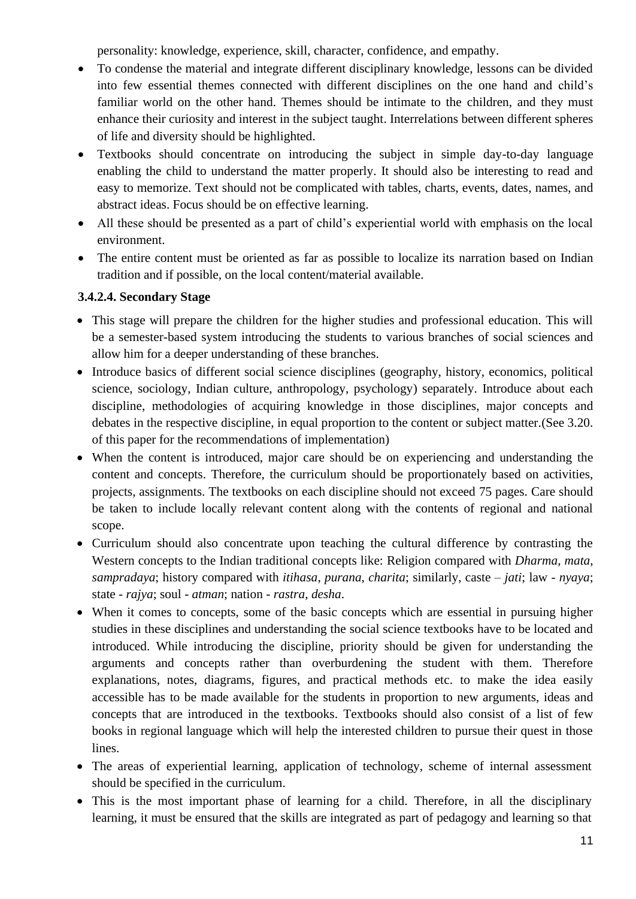personality: knowledge, experience, skill, character, confidence, and empathy.

- To condense the material and integrate different disciplinary knowledge, lessons can be divided into few essential themes connected with different disciplines on the one hand and child's familiar world on the other hand. Themes should be intimate to the children, and they must enhance their curiosity and interest in the subject taught. Interrelations between different spheres of life and diversity should be highlighted.
- Textbooks should concentrate on introducing the subject in simple day-to-day language enabling the child to understand the matter properly. It should also be interesting to read and easy to memorize. Text should not be complicated with tables, charts, events, dates, names, and abstract ideas. Focus should be on effective learning.
- All these should be presented as a part of child's experiential world with emphasis on the local environment.
- The entire content must be oriented as far as possible to localize its narration based on Indian tradition and if possible, on the local content/material available.

#### 3.4.2.4. Secondary Stage

- This stage will prepare the children for the higher studies and professional education. This will be a semester-based system introducing the students to various branches of social sciences and allow him for a deeper understanding of these branches.
- Introduce basics of different social science disciplines (geography, history, economics, political science, sociology, Indian culture, anthropology, psychology) separately. Introduce about each discipline, methodologies of acquiring knowledge in those disciplines, major concepts and debates in the respective discipline, in equal proportion to the content or subject matter.(See 3.20. of this paper for the recommendations of implementation)
- When the content is introduced, major care should be on experiencing and understanding the content and concepts. Therefore, the curriculum should be proportionately based on activities, projects, assignments. The textbooks on each discipline should not exceed 75 pages. Care should be taken to include locally relevant content along with the contents of regional and national scope.
- Curriculum should also concentrate upon teaching the cultural difference by contrasting the Western concepts to the Indian traditional concepts like: Religion compared with *Dharma*, *mata*, *sampradaya*; history compared with *itihasa*, *purana*, *charita*; similarly, caste – *jati*; law - *nyaya*; state - *rajya*; soul - *atman*; nation - *rastra*, *desha*.
- When it comes to concepts, some of the basic concepts which are essential in pursuing higher studies in these disciplines and understanding the social science textbooks have to be located and introduced. While introducing the discipline, priority should be given for understanding the arguments and concepts rather than overburdening the student with them. Therefore explanations, notes, diagrams, figures, and practical methods etc. to make the idea easily accessible has to be made available for the students in proportion to new arguments, ideas and concepts that are introduced in the textbooks. Textbooks should also consist of a list of few books in regional language which will help the interested children to pursue their quest in those lines.
- The areas of experiential learning, application of technology, scheme of internal assessment should be specified in the curriculum.
- This is the most important phase of learning for a child. Therefore, in all the disciplinary learning, it must be ensured that the skills are integrated as part of pedagogy and learning so that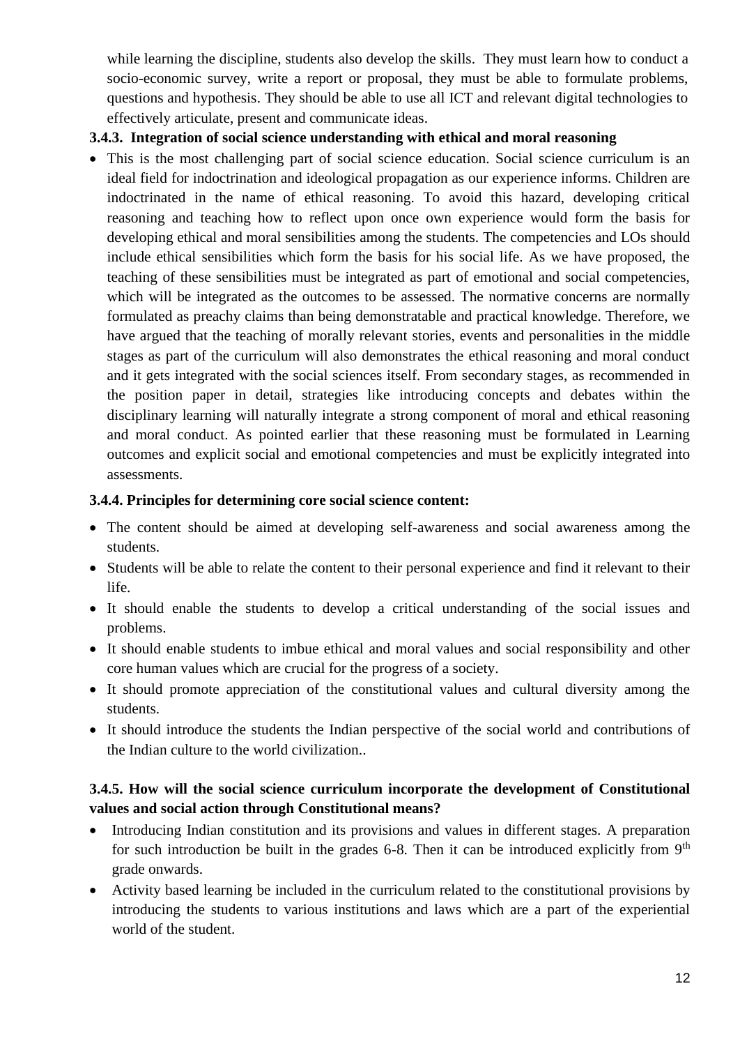while learning the discipline, students also develop the skills. They must learn how to conduct a socio-economic survey, write a report or proposal, they must be able to formulate problems, questions and hypothesis. They should be able to use all ICT and relevant digital technologies to effectively articulate, present and communicate ideas.

**3.4.3. Integration of social science understanding with ethical and moral reasoning**

- This is the most challenging part of social science education. Social science curriculum is an ideal field for indoctrination and ideological propagation as our experience informs. Children are indoctrinated in the name of ethical reasoning. To avoid this hazard, developing critical reasoning and teaching how to reflect upon once own experience would form the basis for developing ethical and moral sensibilities among the students. The competencies and LOs should include ethical sensibilities which form the basis for his social life. As we have proposed, the teaching of these sensibilities must be integrated as part of emotional and social competencies, which will be integrated as the outcomes to be assessed. The normative concerns are normally formulated as preachy claims than being demonstratable and practical knowledge. Therefore, we have argued that the teaching of morally relevant stories, events and personalities in the middle stages as part of the curriculum will also demonstrates the ethical reasoning and moral conduct and it gets integrated with the social sciences itself. From secondary stages, as recommended in the position paper in detail, strategies like introducing concepts and debates within the disciplinary learning will naturally integrate a strong component of moral and ethical reasoning and moral conduct. As pointed earlier that these reasoning must be formulated in Learning outcomes and explicit social and emotional competencies and must be explicitly integrated into assessments.

**3.4.4. Principles for determining core social science content:**

- The content should be aimed at developing self-awareness and social awareness among the students.
- Students will be able to relate the content to their personal experience and find it relevant to their life.
- It should enable the students to develop a critical understanding of the social issues and problems.
- It should enable students to imbue ethical and moral values and social responsibility and other core human values which are crucial for the progress of a society.
- It should promote appreciation of the constitutional values and cultural diversity among the students.
- It should introduce the students the Indian perspective of the social world and contributions of the Indian culture to the world civilization..

**3.4.5. How will the social science curriculum incorporate the development of Constitutional values and social action through Constitutional means?**

- Introducing Indian constitution and its provisions and values in different stages. A preparation for such introduction be built in the grades 6-8. Then it can be introduced explicitly from 9th grade onwards.
- Activity based learning be included in the curriculum related to the constitutional provisions by introducing the students to various institutions and laws which are a part of the experiential world of the student.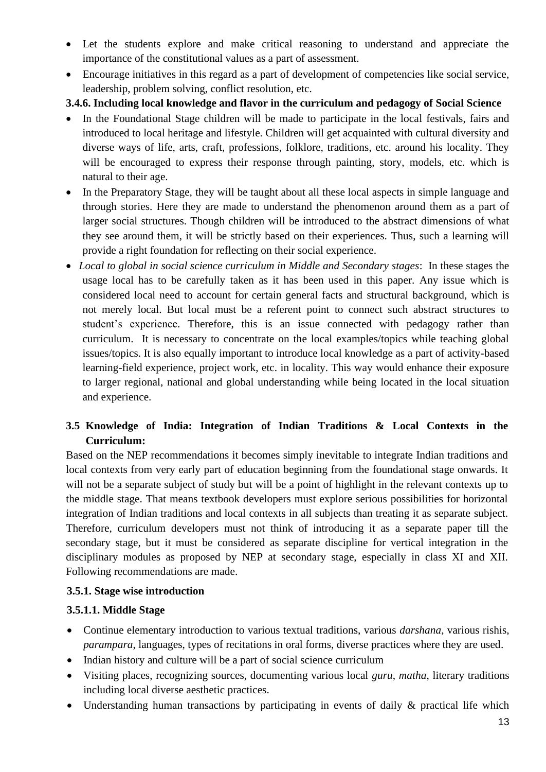- Let the students explore and make critical reasoning to understand and appreciate the importance of the constitutional values as a part of assessment.
- Encourage initiatives in this regard as a part of development of competencies like social service, leadership, problem solving, conflict resolution, etc.

#### 3.4.6. Including local knowledge and flavor in the curriculum and pedagogy of Social Science

- In the Foundational Stage children will be made to participate in the local festivals, fairs and introduced to local heritage and lifestyle. Children will get acquainted with cultural diversity and diverse ways of life, arts, craft, professions, folklore, traditions, etc. around his locality. They will be encouraged to express their response through painting, story, models, etc. which is natural to their age.
- In the Preparatory Stage, they will be taught about all these local aspects in simple language and through stories. Here they are made to understand the phenomenon around them as a part of larger social structures. Though children will be introduced to the abstract dimensions of what they see around them, it will be strictly based on their experiences. Thus, such a learning will provide a right foundation for reflecting on their social experience.
- *Local to global in social science curriculum in Middle and Secondary stages*: In these stages the usage local has to be carefully taken as it has been used in this paper. Any issue which is considered local need to account for certain general facts and structural background, which is not merely local. But local must be a referent point to connect such abstract structures to student's experience. Therefore, this is an issue connected with pedagogy rather than curriculum. It is necessary to concentrate on the local examples/topics while teaching global issues/topics. It is also equally important to introduce local knowledge as a part of activity-based learning-field experience, project work, etc. in locality. This way would enhance their exposure to larger regional, national and global understanding while being located in the local situation and experience.

## 3.5 Knowledge of India: Integration of Indian Traditions & Local Contexts in the Curriculum:

Based on the NEP recommendations it becomes simply inevitable to integrate Indian traditions and local contexts from very early part of education beginning from the foundational stage onwards. It will not be a separate subject of study but will be a point of highlight in the relevant contexts up to the middle stage. That means textbook developers must explore serious possibilities for horizontal integration of Indian traditions and local contexts in all subjects than treating it as separate subject. Therefore, curriculum developers must not think of introducing it as a separate paper till the secondary stage, but it must be considered as separate discipline for vertical integration in the disciplinary modules as proposed by NEP at secondary stage, especially in class XI and XII. Following recommendations are made.

### 3.5.1. Stage wise introduction

#### 3.5.1.1. Middle Stage

- Continue elementary introduction to various textual traditions, various *darshana*, various rishis, *parampara*, languages, types of recitations in oral forms, diverse practices where they are used.
- Indian history and culture will be a part of social science curriculum
- Visiting places, recognizing sources, documenting various local *guru*, *matha*, literary traditions including local diverse aesthetic practices.
- Understanding human transactions by participating in events of daily & practical life which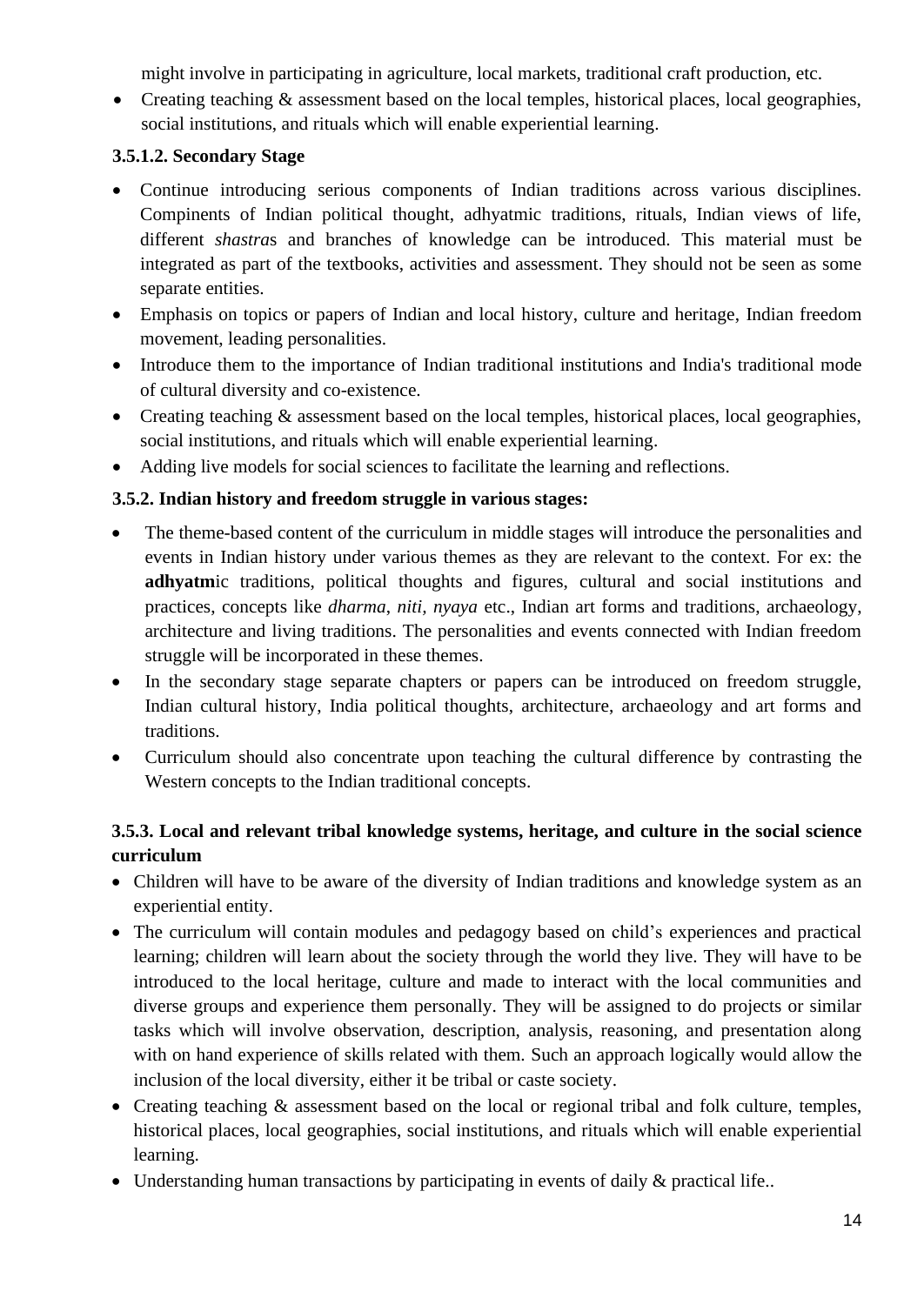might involve in participating in agriculture, local markets, traditional craft production, etc.

- Creating teaching & assessment based on the local temples, historical places, local geographies, social institutions, and rituals which will enable experiential learning.

### 3.5.1.2. Secondary Stage

- Continue introducing serious components of Indian traditions across various disciplines. Compinents of Indian political thought, adhyatmic traditions, rituals, Indian views of life, different *shastra*s and branches of knowledge can be introduced. This material must be integrated as part of the textbooks, activities and assessment. They should not be seen as some separate entities.
- Emphasis on topics or papers of Indian and local history, culture and heritage, Indian freedom movement, leading personalities.
- Introduce them to the importance of Indian traditional institutions and India's traditional mode of cultural diversity and co-existence.
- Creating teaching & assessment based on the local temples, historical places, local geographies, social institutions, and rituals which will enable experiential learning.
- Adding live models for social sciences to facilitate the learning and reflections.

### 3.5.2. Indian history and freedom struggle in various stages:

- The theme-based content of the curriculum in middle stages will introduce the personalities and events in Indian history under various themes as they are relevant to the context. For ex: the **adhyatm**ic traditions, political thoughts and figures, cultural and social institutions and practices, concepts like *dharma*, *niti*, *nyaya* etc., Indian art forms and traditions, archaeology, architecture and living traditions. The personalities and events connected with Indian freedom struggle will be incorporated in these themes.
- In the secondary stage separate chapters or papers can be introduced on freedom struggle, Indian cultural history, India political thoughts, architecture, archaeology and art forms and traditions.
- Curriculum should also concentrate upon teaching the cultural difference by contrasting the Western concepts to the Indian traditional concepts.

### 3.5.3. Local and relevant tribal knowledge systems, heritage, and culture in the social science curriculum

- Children will have to be aware of the diversity of Indian traditions and knowledge system as an experiential entity.
- The curriculum will contain modules and pedagogy based on child's experiences and practical learning; children will learn about the society through the world they live. They will have to be introduced to the local heritage, culture and made to interact with the local communities and diverse groups and experience them personally. They will be assigned to do projects or similar tasks which will involve observation, description, analysis, reasoning, and presentation along with on hand experience of skills related with them. Such an approach logically would allow the inclusion of the local diversity, either it be tribal or caste society.
- Creating teaching & assessment based on the local or regional tribal and folk culture, temples, historical places, local geographies, social institutions, and rituals which will enable experiential learning.
- Understanding human transactions by participating in events of daily & practical life..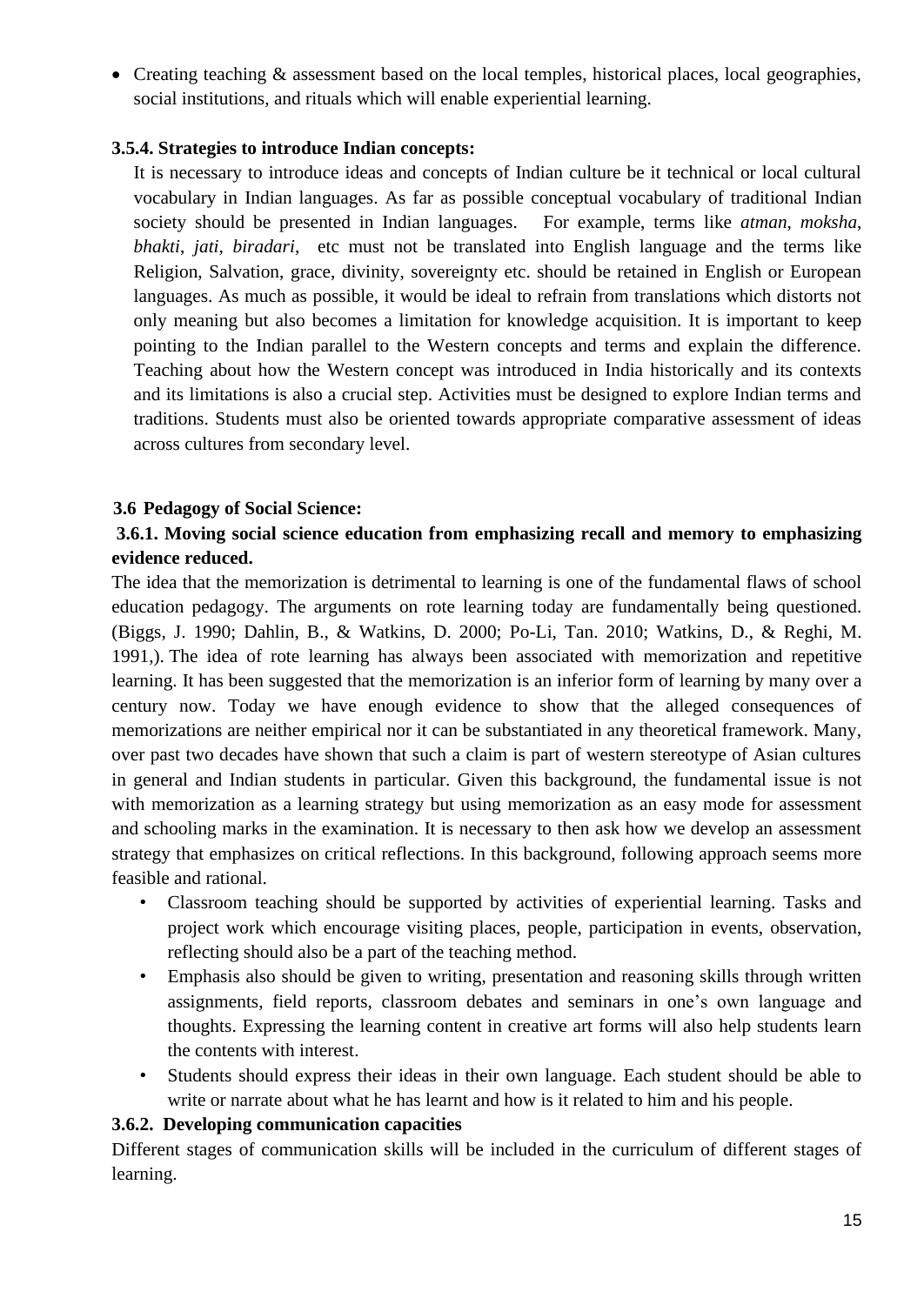- Creating teaching & assessment based on the local temples, historical places, local geographies, social institutions, and rituals which will enable experiential learning.

#### 3.5.4. Strategies to introduce Indian concepts:

It is necessary to introduce ideas and concepts of Indian culture be it technical or local cultural vocabulary in Indian languages. As far as possible conceptual vocabulary of traditional Indian society should be presented in Indian languages. For example, terms like *atman*, *moksha*, *bhakti*, *jati*, *biradari*, etc must not be translated into English language and the terms like Religion, Salvation, grace, divinity, sovereignty etc. should be retained in English or European languages. As much as possible, it would be ideal to refrain from translations which distorts not only meaning but also becomes a limitation for knowledge acquisition. It is important to keep pointing to the Indian parallel to the Western concepts and terms and explain the difference. Teaching about how the Western concept was introduced in India historically and its contexts and its limitations is also a crucial step. Activities must be designed to explore Indian terms and traditions. Students must also be oriented towards appropriate comparative assessment of ideas across cultures from secondary level.

### 3.6 Pedagogy of Social Science:

#### 3.6.1. Moving social science education from emphasizing recall and memory to emphasizing evidence reduced.

The idea that the memorization is detrimental to learning is one of the fundamental flaws of school education pedagogy. The arguments on rote learning today are fundamentally being questioned. (Biggs, J. 1990; Dahlin, B., & Watkins, D. 2000; Po-Li, Tan. 2010; Watkins, D., & Reghi, M. 1991,). The idea of rote learning has always been associated with memorization and repetitive learning. It has been suggested that the memorization is an inferior form of learning by many over a century now. Today we have enough evidence to show that the alleged consequences of memorizations are neither empirical nor it can be substantiated in any theoretical framework. Many, over past two decades have shown that such a claim is part of western stereotype of Asian cultures in general and Indian students in particular. Given this background, the fundamental issue is not with memorization as a learning strategy but using memorization as an easy mode for assessment and schooling marks in the examination. It is necessary to then ask how we develop an assessment strategy that emphasizes on critical reflections. In this background, following approach seems more feasible and rational.

- Classroom teaching should be supported by activities of experiential learning. Tasks and project work which encourage visiting places, people, participation in events, observation, reflecting should also be a part of the teaching method.
- Emphasis also should be given to writing, presentation and reasoning skills through written assignments, field reports, classroom debates and seminars in one's own language and thoughts. Expressing the learning content in creative art forms will also help students learn the contents with interest.
- Students should express their ideas in their own language. Each student should be able to write or narrate about what he has learnt and how is it related to him and his people.

#### 3.6.2. Developing communication capacities

Different stages of communication skills will be included in the curriculum of different stages of learning.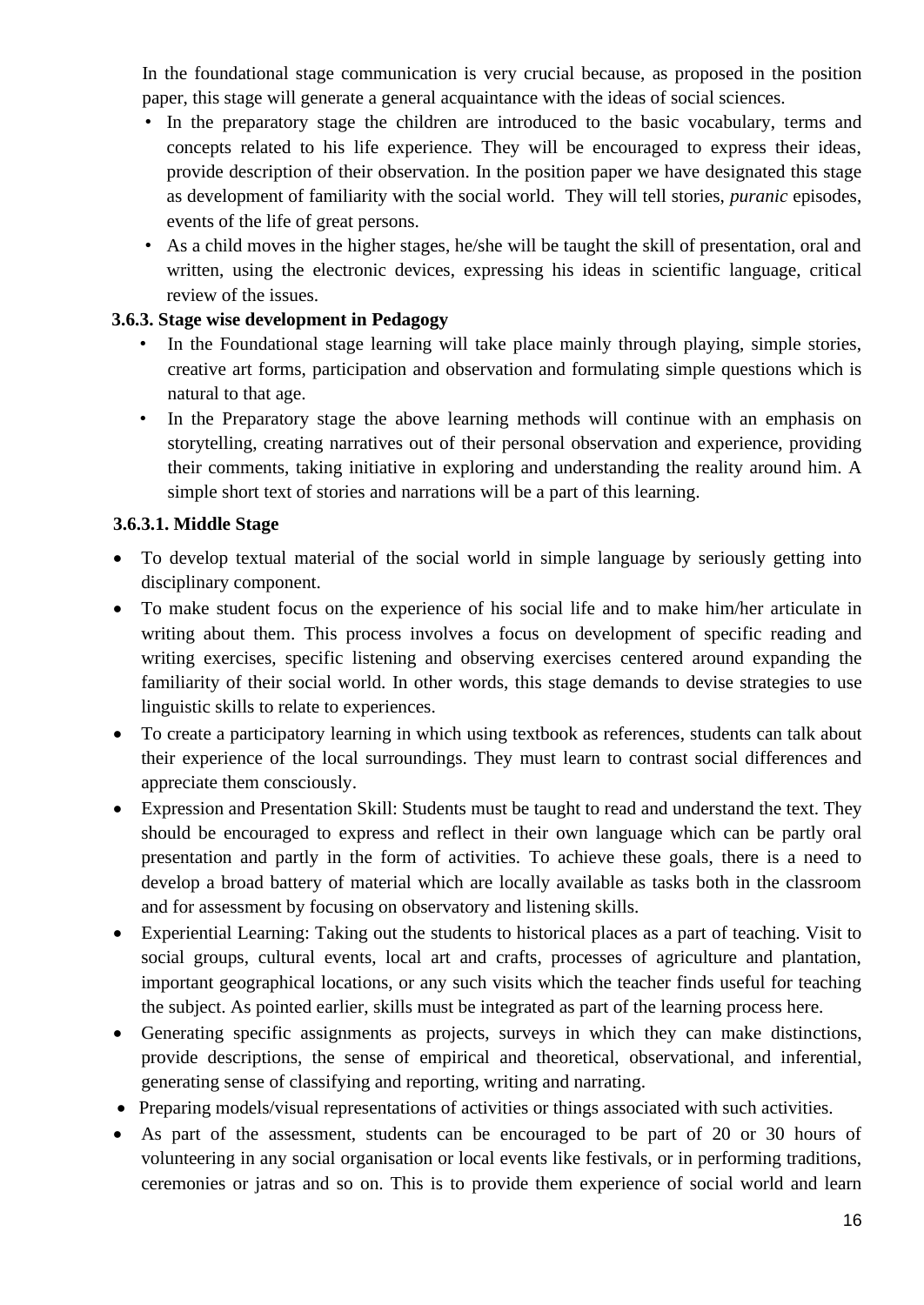In the foundational stage communication is very crucial because, as proposed in the position paper, this stage will generate a general acquaintance with the ideas of social sciences.

- In the preparatory stage the children are introduced to the basic vocabulary, terms and concepts related to his life experience. They will be encouraged to express their ideas, provide description of their observation. In the position paper we have designated this stage as development of familiarity with the social world. They will tell stories, *puranic* episodes, events of the life of great persons.
- As a child moves in the higher stages, he/she will be taught the skill of presentation, oral and written, using the electronic devices, expressing his ideas in scientific language, critical review of the issues.

### 3.6.3. Stage wise development in Pedagogy

- In the Foundational stage learning will take place mainly through playing, simple stories, creative art forms, participation and observation and formulating simple questions which is natural to that age.
- In the Preparatory stage the above learning methods will continue with an emphasis on storytelling, creating narratives out of their personal observation and experience, providing their comments, taking initiative in exploring and understanding the reality around him. A simple short text of stories and narrations will be a part of this learning.

#### 3.6.3.1. Middle Stage

- To develop textual material of the social world in simple language by seriously getting into disciplinary component.
- To make student focus on the experience of his social life and to make him/her articulate in writing about them. This process involves a focus on development of specific reading and writing exercises, specific listening and observing exercises centered around expanding the familiarity of their social world. In other words, this stage demands to devise strategies to use linguistic skills to relate to experiences.
- To create a participatory learning in which using textbook as references, students can talk about their experience of the local surroundings. They must learn to contrast social differences and appreciate them consciously.
- Expression and Presentation Skill: Students must be taught to read and understand the text. They should be encouraged to express and reflect in their own language which can be partly oral presentation and partly in the form of activities. To achieve these goals, there is a need to develop a broad battery of material which are locally available as tasks both in the classroom and for assessment by focusing on observatory and listening skills.
- Experiential Learning: Taking out the students to historical places as a part of teaching. Visit to social groups, cultural events, local art and crafts, processes of agriculture and plantation, important geographical locations, or any such visits which the teacher finds useful for teaching the subject. As pointed earlier, skills must be integrated as part of the learning process here.
- Generating specific assignments as projects, surveys in which they can make distinctions, provide descriptions, the sense of empirical and theoretical, observational, and inferential, generating sense of classifying and reporting, writing and narrating.
- Preparing models/visual representations of activities or things associated with such activities.
- As part of the assessment, students can be encouraged to be part of 20 or 30 hours of volunteering in any social organisation or local events like festivals, or in performing traditions, ceremonies or jatras and so on. This is to provide them experience of social world and learn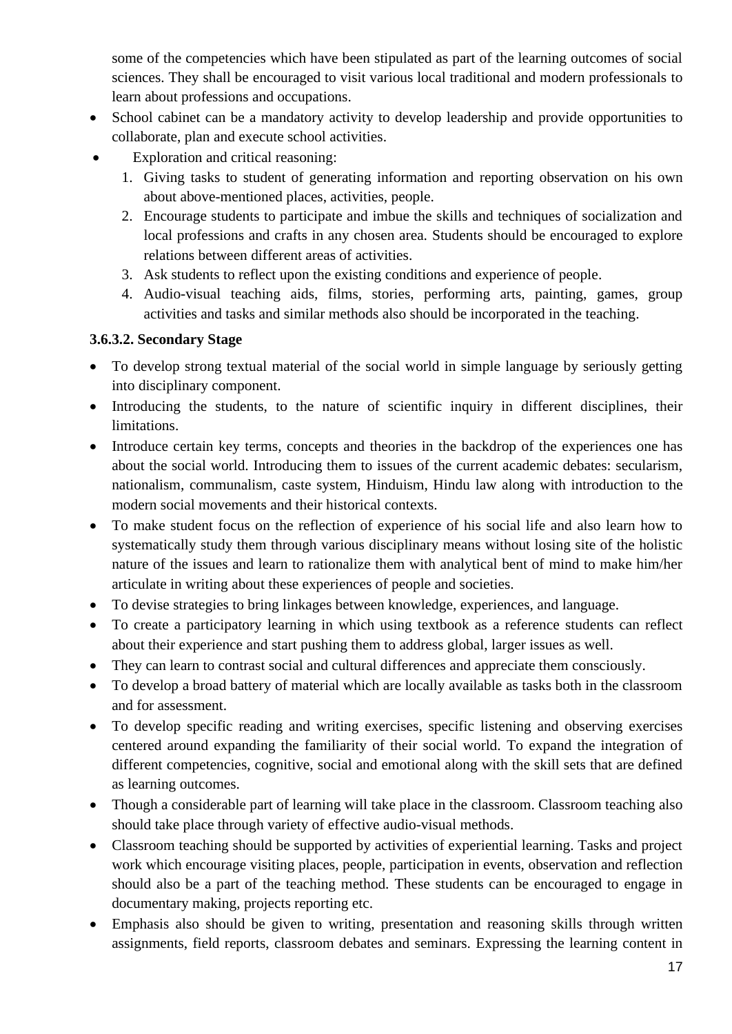some of the competencies which have been stipulated as part of the learning outcomes of social sciences. They shall be encouraged to visit various local traditional and modern professionals to learn about professions and occupations.

- School cabinet can be a mandatory activity to develop leadership and provide opportunities to collaborate, plan and execute school activities.
- Exploration and critical reasoning:
    1. Giving tasks to student of generating information and reporting observation on his own about above-mentioned places, activities, people.
    2. Encourage students to participate and imbue the skills and techniques of socialization and local professions and crafts in any chosen area. Students should be encouraged to explore relations between different areas of activities.
    3. Ask students to reflect upon the existing conditions and experience of people.
    4. Audio-visual teaching aids, films, stories, performing arts, painting, games, group activities and tasks and similar methods also should be incorporated in the teaching.

#### 3.6.3.2. Secondary Stage

- To develop strong textual material of the social world in simple language by seriously getting into disciplinary component.
- Introducing the students, to the nature of scientific inquiry in different disciplines, their limitations.
- Introduce certain key terms, concepts and theories in the backdrop of the experiences one has about the social world. Introducing them to issues of the current academic debates: secularism, nationalism, communalism, caste system, Hinduism, Hindu law along with introduction to the modern social movements and their historical contexts.
- To make student focus on the reflection of experience of his social life and also learn how to systematically study them through various disciplinary means without losing site of the holistic nature of the issues and learn to rationalize them with analytical bent of mind to make him/her articulate in writing about these experiences of people and societies.
- To devise strategies to bring linkages between knowledge, experiences, and language.
- To create a participatory learning in which using textbook as a reference students can reflect about their experience and start pushing them to address global, larger issues as well.
- They can learn to contrast social and cultural differences and appreciate them consciously.
- To develop a broad battery of material which are locally available as tasks both in the classroom and for assessment.
- To develop specific reading and writing exercises, specific listening and observing exercises centered around expanding the familiarity of their social world. To expand the integration of different competencies, cognitive, social and emotional along with the skill sets that are defined as learning outcomes.
- Though a considerable part of learning will take place in the classroom. Classroom teaching also should take place through variety of effective audio-visual methods.
- Classroom teaching should be supported by activities of experiential learning. Tasks and project work which encourage visiting places, people, participation in events, observation and reflection should also be a part of the teaching method. These students can be encouraged to engage in documentary making, projects reporting etc.
- Emphasis also should be given to writing, presentation and reasoning skills through written assignments, field reports, classroom debates and seminars. Expressing the learning content in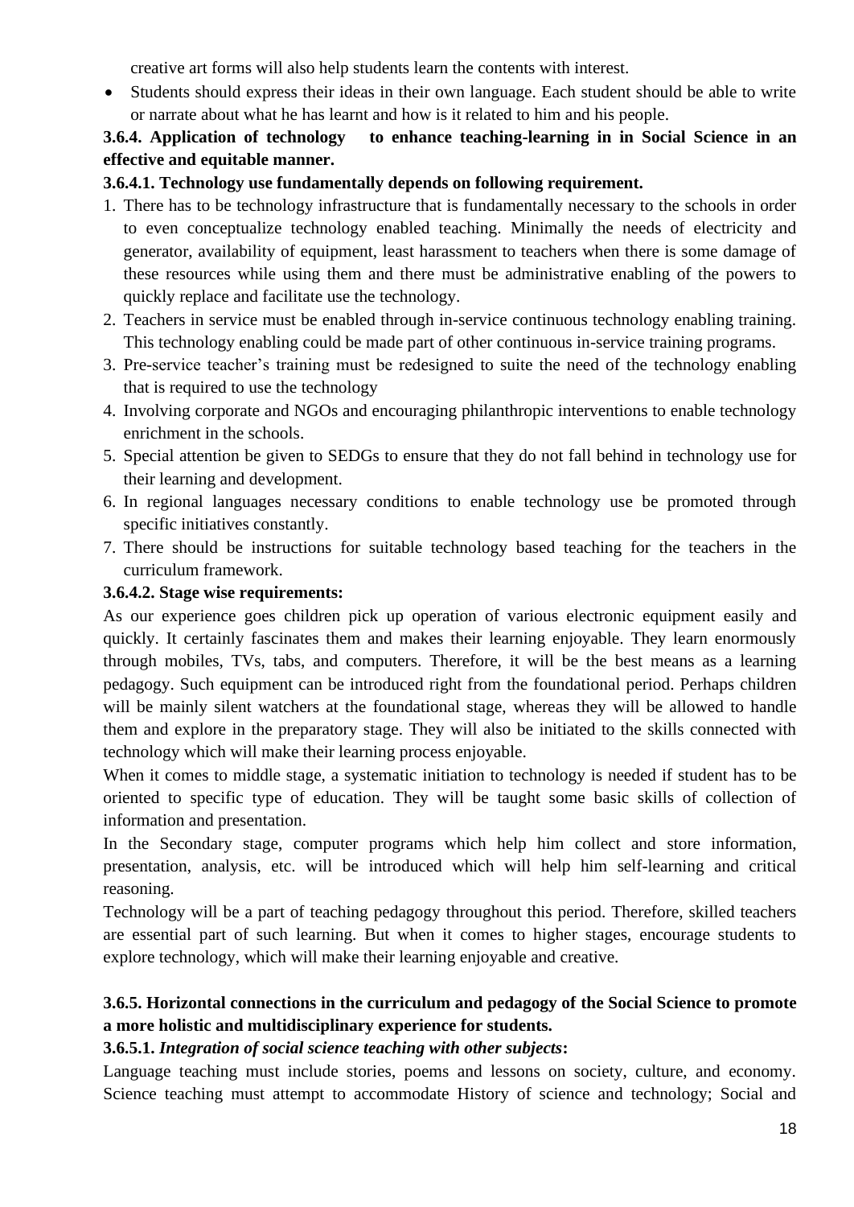creative art forms will also help students learn the contents with interest.

- Students should express their ideas in their own language. Each student should be able to write or narrate about what he has learnt and how is it related to him and his people.

**3.6.4. Application of technology to enhance teaching-learning in in Social Science in an effective and equitable manner.**

**3.6.4.1. Technology use fundamentally depends on following requirement.**

1. There has to be technology infrastructure that is fundamentally necessary to the schools in order to even conceptualize technology enabled teaching. Minimally the needs of electricity and generator, availability of equipment, least harassment to teachers when there is some damage of these resources while using them and there must be administrative enabling of the powers to quickly replace and facilitate use the technology.
2. Teachers in service must be enabled through in-service continuous technology enabling training. This technology enabling could be made part of other continuous in-service training programs.
3. Pre-service teacher's training must be redesigned to suite the need of the technology enabling that is required to use the technology
4. Involving corporate and NGOs and encouraging philanthropic interventions to enable technology enrichment in the schools.
5. Special attention be given to SEDGs to ensure that they do not fall behind in technology use for their learning and development.
6. In regional languages necessary conditions to enable technology use be promoted through specific initiatives constantly.
7. There should be instructions for suitable technology based teaching for the teachers in the curriculum framework.

**3.6.4.2. Stage wise requirements:**

As our experience goes children pick up operation of various electronic equipment easily and quickly. It certainly fascinates them and makes their learning enjoyable. They learn enormously through mobiles, TVs, tabs, and computers. Therefore, it will be the best means as a learning pedagogy. Such equipment can be introduced right from the foundational period. Perhaps children will be mainly silent watchers at the foundational stage, whereas they will be allowed to handle them and explore in the preparatory stage. They will also be initiated to the skills connected with technology which will make their learning process enjoyable.

When it comes to middle stage, a systematic initiation to technology is needed if student has to be oriented to specific type of education. They will be taught some basic skills of collection of information and presentation.

In the Secondary stage, computer programs which help him collect and store information, presentation, analysis, etc. will be introduced which will help him self-learning and critical reasoning.

Technology will be a part of teaching pedagogy throughout this period. Therefore, skilled teachers are essential part of such learning. But when it comes to higher stages, encourage students to explore technology, which will make their learning enjoyable and creative.

**3.6.5. Horizontal connections in the curriculum and pedagogy of the Social Science to promote a more holistic and multidisciplinary experience for students.**

**3.6.5.1.** ***Integration of social science teaching with other subjects*****:**

Language teaching must include stories, poems and lessons on society, culture, and economy. Science teaching must attempt to accommodate History of science and technology; Social and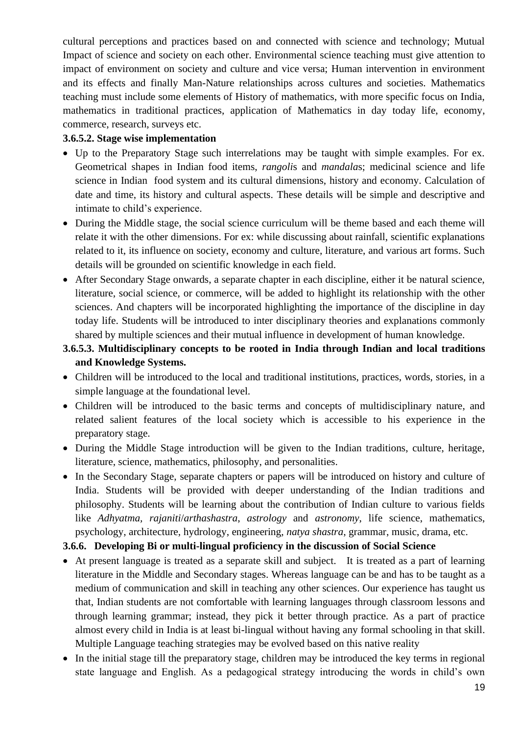cultural perceptions and practices based on and connected with science and technology; Mutual Impact of science and society on each other. Environmental science teaching must give attention to impact of environment on society and culture and vice versa; Human intervention in environment and its effects and finally Man-Nature relationships across cultures and societies. Mathematics teaching must include some elements of History of mathematics, with more specific focus on India, mathematics in traditional practices, application of Mathematics in day today life, economy, commerce, research, surveys etc.

**3.6.5.2. Stage wise implementation**

- Up to the Preparatory Stage such interrelations may be taught with simple examples. For ex. Geometrical shapes in Indian food items, *rangoli*s and *mandala*s; medicinal science and life science in Indian food system and its cultural dimensions, history and economy. Calculation of date and time, its history and cultural aspects. These details will be simple and descriptive and intimate to child's experience.
- During the Middle stage, the social science curriculum will be theme based and each theme will relate it with the other dimensions. For ex: while discussing about rainfall, scientific explanations related to it, its influence on society, economy and culture, literature, and various art forms. Such details will be grounded on scientific knowledge in each field.
- After Secondary Stage onwards, a separate chapter in each discipline, either it be natural science, literature, social science, or commerce, will be added to highlight its relationship with the other sciences. And chapters will be incorporated highlighting the importance of the discipline in day today life. Students will be introduced to inter disciplinary theories and explanations commonly shared by multiple sciences and their mutual influence in development of human knowledge.

**3.6.5.3. Multidisciplinary concepts to be rooted in India through Indian and local traditions and Knowledge Systems.**

- Children will be introduced to the local and traditional institutions, practices, words, stories, in a simple language at the foundational level.
- Children will be introduced to the basic terms and concepts of multidisciplinary nature, and related salient features of the local society which is accessible to his experience in the preparatory stage.
- During the Middle Stage introduction will be given to the Indian traditions, culture, heritage, literature, science, mathematics, philosophy, and personalities.
- In the Secondary Stage, separate chapters or papers will be introduced on history and culture of India. Students will be provided with deeper understanding of the Indian traditions and philosophy. Students will be learning about the contribution of Indian culture to various fields like *Adhyatma*, *rajaniti*/*arthashastra*, *astrology* and *astronomy*, life science, mathematics, psychology, architecture, hydrology, engineering, *natya shastra*, grammar, music, drama, etc.

**3.6.6. Developing Bi or multi-lingual proficiency in the discussion of Social Science**

- At present language is treated as a separate skill and subject. It is treated as a part of learning literature in the Middle and Secondary stages. Whereas language can be and has to be taught as a medium of communication and skill in teaching any other sciences. Our experience has taught us that, Indian students are not comfortable with learning languages through classroom lessons and through learning grammar; instead, they pick it better through practice. As a part of practice almost every child in India is at least bi-lingual without having any formal schooling in that skill. Multiple Language teaching strategies may be evolved based on this native reality
- In the initial stage till the preparatory stage, children may be introduced the key terms in regional state language and English. As a pedagogical strategy introducing the words in child's own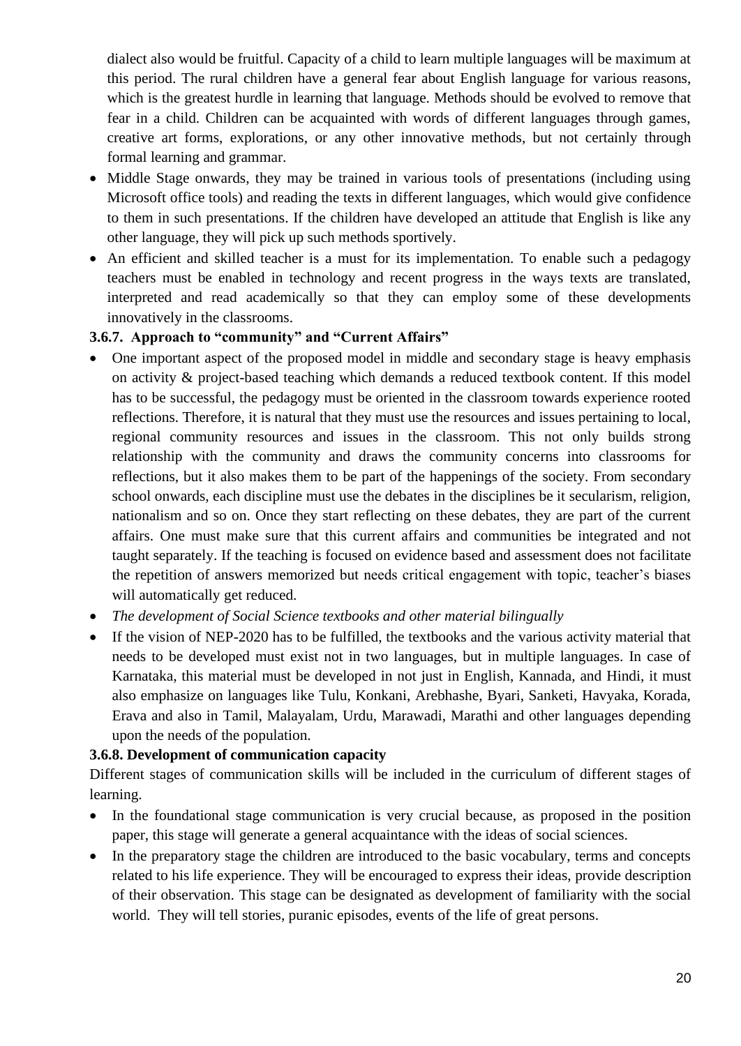dialect also would be fruitful. Capacity of a child to learn multiple languages will be maximum at this period. The rural children have a general fear about English language for various reasons, which is the greatest hurdle in learning that language. Methods should be evolved to remove that fear in a child. Children can be acquainted with words of different languages through games, creative art forms, explorations, or any other innovative methods, but not certainly through formal learning and grammar.

- Middle Stage onwards, they may be trained in various tools of presentations (including using Microsoft office tools) and reading the texts in different languages, which would give confidence to them in such presentations. If the children have developed an attitude that English is like any other language, they will pick up such methods sportively.
- An efficient and skilled teacher is a must for its implementation. To enable such a pedagogy teachers must be enabled in technology and recent progress in the ways texts are translated, interpreted and read academically so that they can employ some of these developments innovatively in the classrooms.

### 3.6.7. Approach to "community" and "Current Affairs"

- One important aspect of the proposed model in middle and secondary stage is heavy emphasis on activity & project-based teaching which demands a reduced textbook content. If this model has to be successful, the pedagogy must be oriented in the classroom towards experience rooted reflections. Therefore, it is natural that they must use the resources and issues pertaining to local, regional community resources and issues in the classroom. This not only builds strong relationship with the community and draws the community concerns into classrooms for reflections, but it also makes them to be part of the happenings of the society. From secondary school onwards, each discipline must use the debates in the disciplines be it secularism, religion, nationalism and so on. Once they start reflecting on these debates, they are part of the current affairs. One must make sure that this current affairs and communities be integrated and not taught separately. If the teaching is focused on evidence based and assessment does not facilitate the repetition of answers memorized but needs critical engagement with topic, teacher's biases will automatically get reduced.
- *The development of Social Science textbooks and other material bilingually*
- If the vision of NEP-2020 has to be fulfilled, the textbooks and the various activity material that needs to be developed must exist not in two languages, but in multiple languages. In case of Karnataka, this material must be developed in not just in English, Kannada, and Hindi, it must also emphasize on languages like Tulu, Konkani, Arebhashe, Byari, Sanketi, Havyaka, Korada, Erava and also in Tamil, Malayalam, Urdu, Marawadi, Marathi and other languages depending upon the needs of the population.

### 3.6.8. Development of communication capacity

Different stages of communication skills will be included in the curriculum of different stages of learning.

- In the foundational stage communication is very crucial because, as proposed in the position paper, this stage will generate a general acquaintance with the ideas of social sciences.
- In the preparatory stage the children are introduced to the basic vocabulary, terms and concepts related to his life experience. They will be encouraged to express their ideas, provide description of their observation. This stage can be designated as development of familiarity with the social world. They will tell stories, puranic episodes, events of the life of great persons.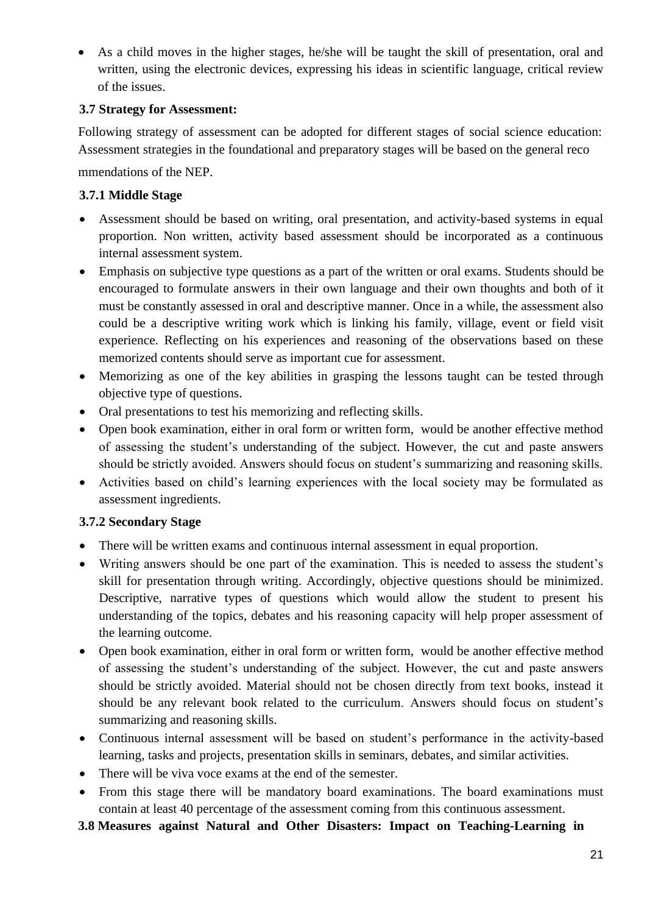- As a child moves in the higher stages, he/she will be taught the skill of presentation, oral and written, using the electronic devices, expressing his ideas in scientific language, critical review of the issues.

### 3.7 Strategy for Assessment:

Following strategy of assessment can be adopted for different stages of social science education: Assessment strategies in the foundational and preparatory stages will be based on the general reco

mmendations of the NEP.

#### 3.7.1 Middle Stage

- Assessment should be based on writing, oral presentation, and activity-based systems in equal proportion. Non written, activity based assessment should be incorporated as a continuous internal assessment system.
- Emphasis on subjective type questions as a part of the written or oral exams. Students should be encouraged to formulate answers in their own language and their own thoughts and both of it must be constantly assessed in oral and descriptive manner. Once in a while, the assessment also could be a descriptive writing work which is linking his family, village, event or field visit experience. Reflecting on his experiences and reasoning of the observations based on these memorized contents should serve as important cue for assessment.
- Memorizing as one of the key abilities in grasping the lessons taught can be tested through objective type of questions.
- Oral presentations to test his memorizing and reflecting skills.
- Open book examination, either in oral form or written form, would be another effective method of assessing the student's understanding of the subject. However, the cut and paste answers should be strictly avoided. Answers should focus on student's summarizing and reasoning skills.
- Activities based on child's learning experiences with the local society may be formulated as assessment ingredients.

#### 3.7.2 Secondary Stage

- There will be written exams and continuous internal assessment in equal proportion.
- Writing answers should be one part of the examination. This is needed to assess the student's skill for presentation through writing. Accordingly, objective questions should be minimized. Descriptive, narrative types of questions which would allow the student to present his understanding of the topics, debates and his reasoning capacity will help proper assessment of the learning outcome.
- Open book examination, either in oral form or written form, would be another effective method of assessing the student's understanding of the subject. However, the cut and paste answers should be strictly avoided. Material should not be chosen directly from text books, instead it should be any relevant book related to the curriculum. Answers should focus on student's summarizing and reasoning skills.
- Continuous internal assessment will be based on student's performance in the activity-based learning, tasks and projects, presentation skills in seminars, debates, and similar activities.
- There will be viva voce exams at the end of the semester.
- From this stage there will be mandatory board examinations. The board examinations must contain at least 40 percentage of the assessment coming from this continuous assessment.

### 3.8 Measures against Natural and Other Disasters: Impact on Teaching-Learning in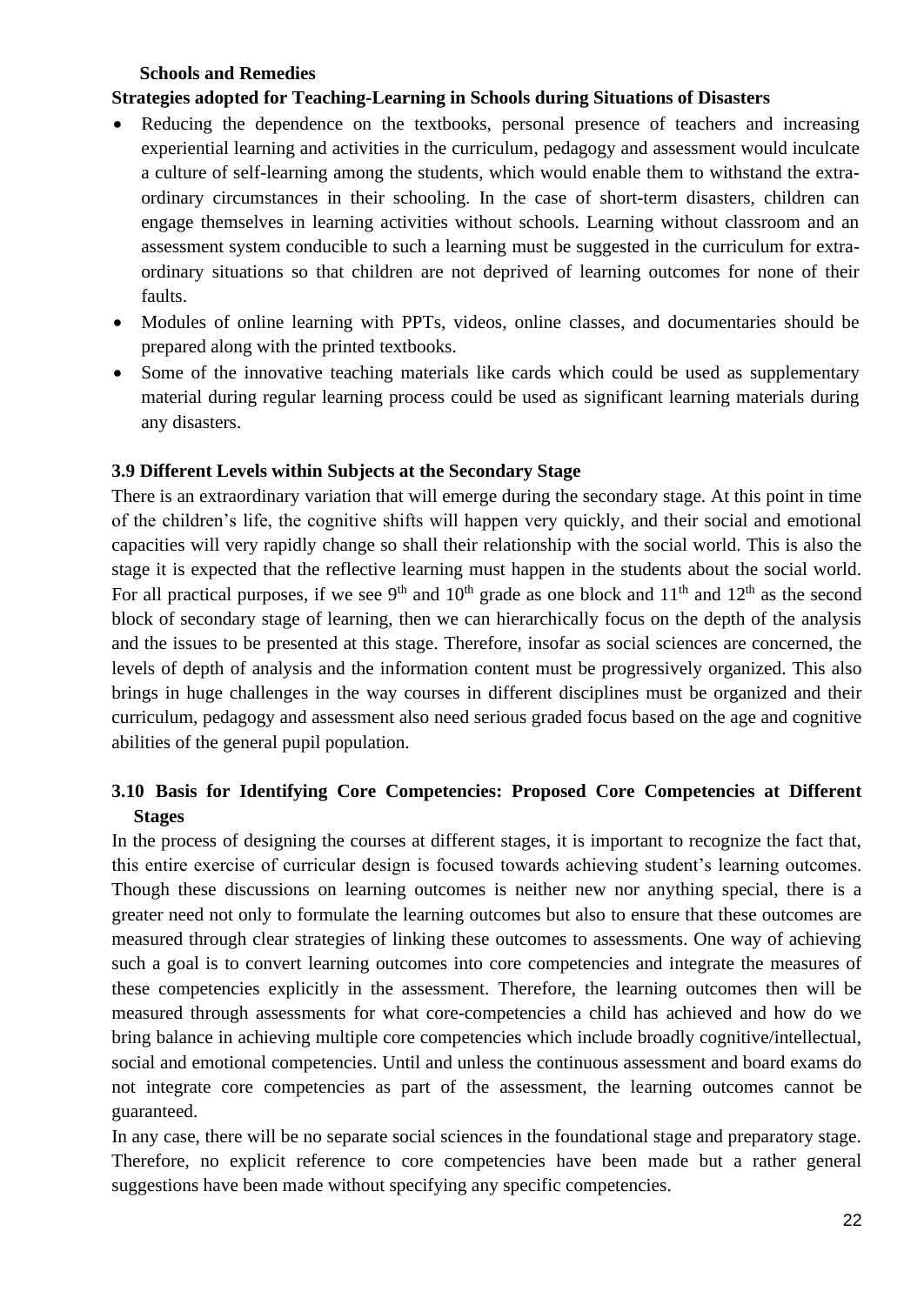**Schools and Remedies**

**Strategies adopted for Teaching-Learning in Schools during Situations of Disasters**

- Reducing the dependence on the textbooks, personal presence of teachers and increasing experiential learning and activities in the curriculum, pedagogy and assessment would inculcate a culture of self-learning among the students, which would enable them to withstand the extra-ordinary circumstances in their schooling. In the case of short-term disasters, children can engage themselves in learning activities without schools. Learning without classroom and an assessment system conducible to such a learning must be suggested in the curriculum for extra-ordinary situations so that children are not deprived of learning outcomes for none of their faults.
- Modules of online learning with PPTs, videos, online classes, and documentaries should be prepared along with the printed textbooks.
- Some of the innovative teaching materials like cards which could be used as supplementary material during regular learning process could be used as significant learning materials during any disasters.

### 3.9 Different Levels within Subjects at the Secondary Stage

There is an extraordinary variation that will emerge during the secondary stage. At this point in time of the children's life, the cognitive shifts will happen very quickly, and their social and emotional capacities will very rapidly change so shall their relationship with the social world. This is also the stage it is expected that the reflective learning must happen in the students about the social world. For all practical purposes, if we see 9th and 10th grade as one block and 11th and 12th as the second block of secondary stage of learning, then we can hierarchically focus on the depth of the analysis and the issues to be presented at this stage. Therefore, insofar as social sciences are concerned, the levels of depth of analysis and the information content must be progressively organized. This also brings in huge challenges in the way courses in different disciplines must be organized and their curriculum, pedagogy and assessment also need serious graded focus based on the age and cognitive abilities of the general pupil population.

### 3.10 Basis for Identifying Core Competencies: Proposed Core Competencies at Different Stages

In the process of designing the courses at different stages, it is important to recognize the fact that, this entire exercise of curricular design is focused towards achieving student's learning outcomes. Though these discussions on learning outcomes is neither new nor anything special, there is a greater need not only to formulate the learning outcomes but also to ensure that these outcomes are measured through clear strategies of linking these outcomes to assessments. One way of achieving such a goal is to convert learning outcomes into core competencies and integrate the measures of these competencies explicitly in the assessment. Therefore, the learning outcomes then will be measured through assessments for what core-competencies a child has achieved and how do we bring balance in achieving multiple core competencies which include broadly cognitive/intellectual, social and emotional competencies. Until and unless the continuous assessment and board exams do not integrate core competencies as part of the assessment, the learning outcomes cannot be guaranteed.

In any case, there will be no separate social sciences in the foundational stage and preparatory stage. Therefore, no explicit reference to core competencies have been made but a rather general suggestions have been made without specifying any specific competencies.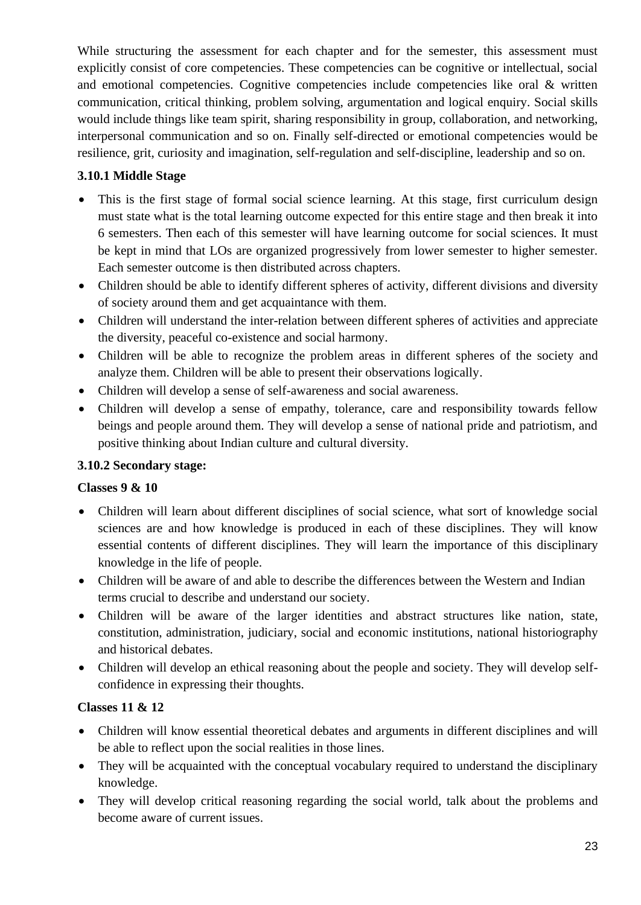While structuring the assessment for each chapter and for the semester, this assessment must explicitly consist of core competencies. These competencies can be cognitive or intellectual, social and emotional competencies. Cognitive competencies include competencies like oral & written communication, critical thinking, problem solving, argumentation and logical enquiry. Social skills would include things like team spirit, sharing responsibility in group, collaboration, and networking, interpersonal communication and so on. Finally self-directed or emotional competencies would be resilience, grit, curiosity and imagination, self-regulation and self-discipline, leadership and so on.

### 3.10.1 Middle Stage

- This is the first stage of formal social science learning. At this stage, first curriculum design must state what is the total learning outcome expected for this entire stage and then break it into 6 semesters. Then each of this semester will have learning outcome for social sciences. It must be kept in mind that LOs are organized progressively from lower semester to higher semester. Each semester outcome is then distributed across chapters.
- Children should be able to identify different spheres of activity, different divisions and diversity of society around them and get acquaintance with them.
- Children will understand the inter-relation between different spheres of activities and appreciate the diversity, peaceful co-existence and social harmony.
- Children will be able to recognize the problem areas in different spheres of the society and analyze them. Children will be able to present their observations logically.
- Children will develop a sense of self-awareness and social awareness.
- Children will develop a sense of empathy, tolerance, care and responsibility towards fellow beings and people around them. They will develop a sense of national pride and patriotism, and positive thinking about Indian culture and cultural diversity.

### 3.10.2 Secondary stage:

**Classes 9 & 10**

- Children will learn about different disciplines of social science, what sort of knowledge social sciences are and how knowledge is produced in each of these disciplines. They will know essential contents of different disciplines. They will learn the importance of this disciplinary knowledge in the life of people.
- Children will be aware of and able to describe the differences between the Western and Indian terms crucial to describe and understand our society.
- Children will be aware of the larger identities and abstract structures like nation, state, constitution, administration, judiciary, social and economic institutions, national historiography and historical debates.
- Children will develop an ethical reasoning about the people and society. They will develop self-confidence in expressing their thoughts.

**Classes 11 & 12**

- Children will know essential theoretical debates and arguments in different disciplines and will be able to reflect upon the social realities in those lines.
- They will be acquainted with the conceptual vocabulary required to understand the disciplinary knowledge.
- They will develop critical reasoning regarding the social world, talk about the problems and become aware of current issues.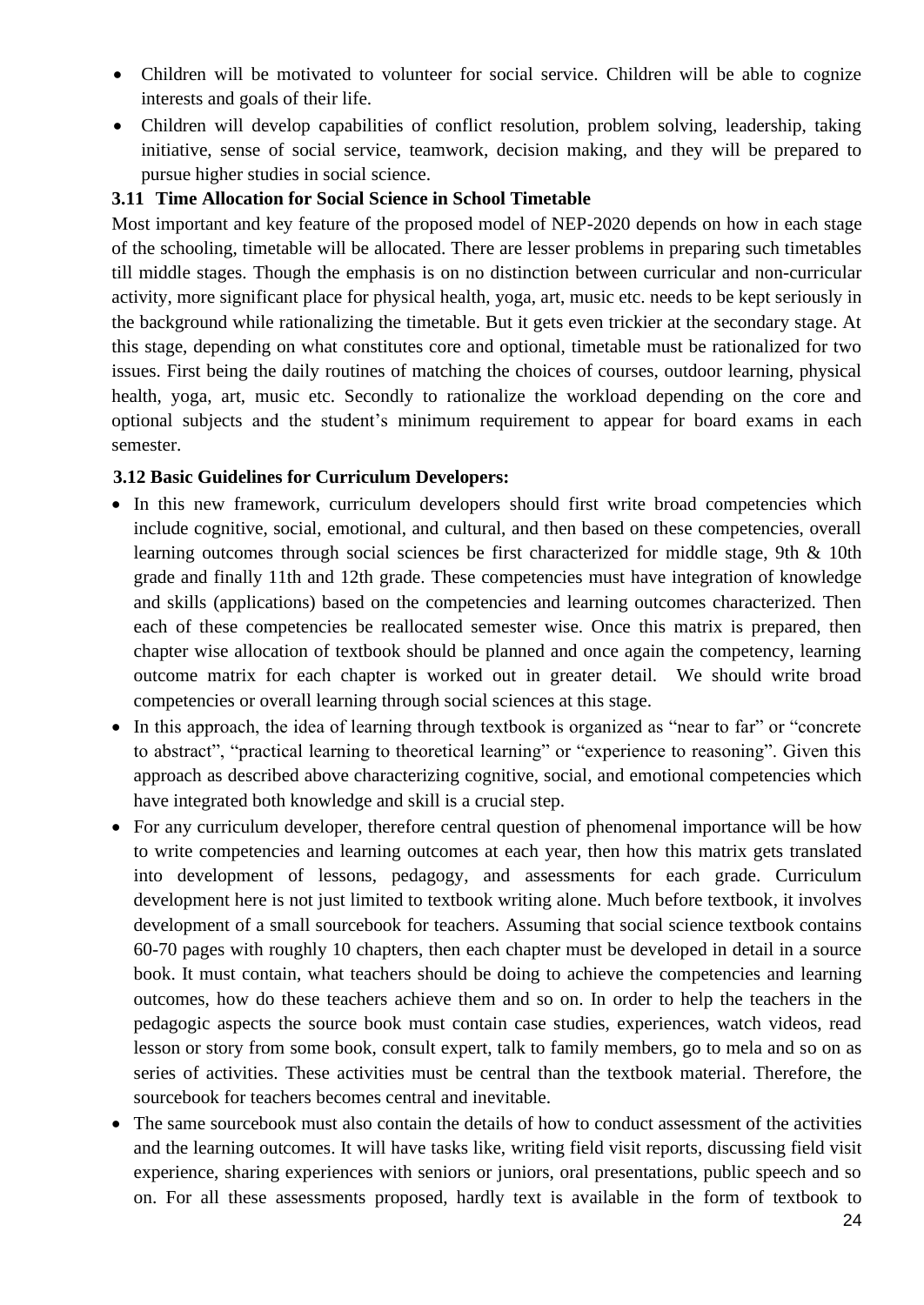- Children will be motivated to volunteer for social service. Children will be able to cognize interests and goals of their life.
- Children will develop capabilities of conflict resolution, problem solving, leadership, taking initiative, sense of social service, teamwork, decision making, and they will be prepared to pursue higher studies in social science.

### 3.11 Time Allocation for Social Science in School Timetable

Most important and key feature of the proposed model of NEP-2020 depends on how in each stage of the schooling, timetable will be allocated. There are lesser problems in preparing such timetables till middle stages. Though the emphasis is on no distinction between curricular and non-curricular activity, more significant place for physical health, yoga, art, music etc. needs to be kept seriously in the background while rationalizing the timetable. But it gets even trickier at the secondary stage. At this stage, depending on what constitutes core and optional, timetable must be rationalized for two issues. First being the daily routines of matching the choices of courses, outdoor learning, physical health, yoga, art, music etc. Secondly to rationalize the workload depending on the core and optional subjects and the student's minimum requirement to appear for board exams in each semester.

### 3.12 Basic Guidelines for Curriculum Developers:

- In this new framework, curriculum developers should first write broad competencies which include cognitive, social, emotional, and cultural, and then based on these competencies, overall learning outcomes through social sciences be first characterized for middle stage, 9th & 10th grade and finally 11th and 12th grade. These competencies must have integration of knowledge and skills (applications) based on the competencies and learning outcomes characterized. Then each of these competencies be reallocated semester wise. Once this matrix is prepared, then chapter wise allocation of textbook should be planned and once again the competency, learning outcome matrix for each chapter is worked out in greater detail. We should write broad competencies or overall learning through social sciences at this stage.
- In this approach, the idea of learning through textbook is organized as "near to far" or "concrete to abstract", "practical learning to theoretical learning" or "experience to reasoning". Given this approach as described above characterizing cognitive, social, and emotional competencies which have integrated both knowledge and skill is a crucial step.
- For any curriculum developer, therefore central question of phenomenal importance will be how to write competencies and learning outcomes at each year, then how this matrix gets translated into development of lessons, pedagogy, and assessments for each grade. Curriculum development here is not just limited to textbook writing alone. Much before textbook, it involves development of a small sourcebook for teachers. Assuming that social science textbook contains 60-70 pages with roughly 10 chapters, then each chapter must be developed in detail in a source book. It must contain, what teachers should be doing to achieve the competencies and learning outcomes, how do these teachers achieve them and so on. In order to help the teachers in the pedagogic aspects the source book must contain case studies, experiences, watch videos, read lesson or story from some book, consult expert, talk to family members, go to mela and so on as series of activities. These activities must be central than the textbook material. Therefore, the sourcebook for teachers becomes central and inevitable.
- The same sourcebook must also contain the details of how to conduct assessment of the activities and the learning outcomes. It will have tasks like, writing field visit reports, discussing field visit experience, sharing experiences with seniors or juniors, oral presentations, public speech and so on. For all these assessments proposed, hardly text is available in the form of textbook to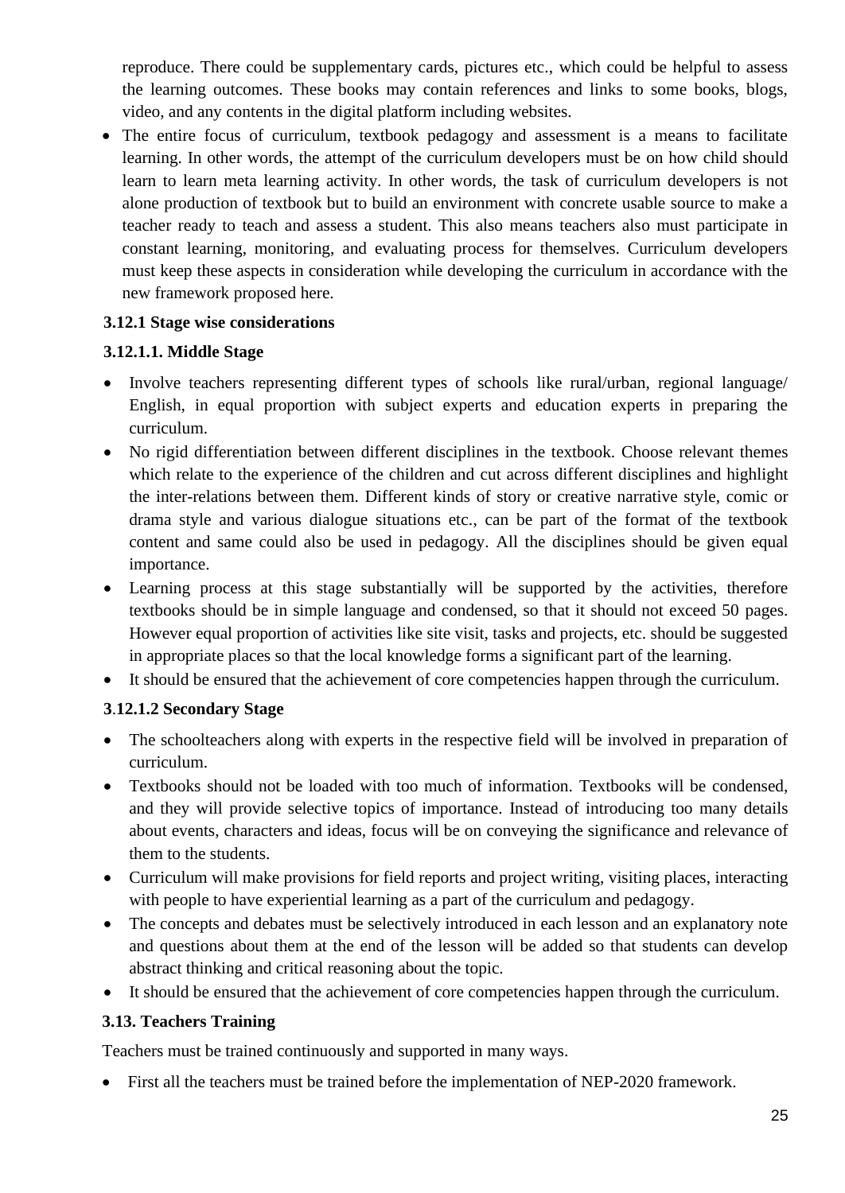reproduce. There could be supplementary cards, pictures etc., which could be helpful to assess the learning outcomes. These books may contain references and links to some books, blogs, video, and any contents in the digital platform including websites.

- The entire focus of curriculum, textbook pedagogy and assessment is a means to facilitate learning. In other words, the attempt of the curriculum developers must be on how child should learn to learn meta learning activity. In other words, the task of curriculum developers is not alone production of textbook but to build an environment with concrete usable source to make a teacher ready to teach and assess a student. This also means teachers also must participate in constant learning, monitoring, and evaluating process for themselves. Curriculum developers must keep these aspects in consideration while developing the curriculum in accordance with the new framework proposed here.

### 3.12.1 Stage wise considerations

#### 3.12.1.1. Middle Stage

- Involve teachers representing different types of schools like rural/urban, regional language/ English, in equal proportion with subject experts and education experts in preparing the curriculum.
- No rigid differentiation between different disciplines in the textbook. Choose relevant themes which relate to the experience of the children and cut across different disciplines and highlight the inter-relations between them. Different kinds of story or creative narrative style, comic or drama style and various dialogue situations etc., can be part of the format of the textbook content and same could also be used in pedagogy. All the disciplines should be given equal importance.
- Learning process at this stage substantially will be supported by the activities, therefore textbooks should be in simple language and condensed, so that it should not exceed 50 pages. However equal proportion of activities like site visit, tasks and projects, etc. should be suggested in appropriate places so that the local knowledge forms a significant part of the learning.
- It should be ensured that the achievement of core competencies happen through the curriculum.

#### 3.12.1.2 Secondary Stage

- The schoolteachers along with experts in the respective field will be involved in preparation of curriculum.
- Textbooks should not be loaded with too much of information. Textbooks will be condensed, and they will provide selective topics of importance. Instead of introducing too many details about events, characters and ideas, focus will be on conveying the significance and relevance of them to the students.
- Curriculum will make provisions for field reports and project writing, visiting places, interacting with people to have experiential learning as a part of the curriculum and pedagogy.
- The concepts and debates must be selectively introduced in each lesson and an explanatory note and questions about them at the end of the lesson will be added so that students can develop abstract thinking and critical reasoning about the topic.
- It should be ensured that the achievement of core competencies happen through the curriculum.

### 3.13. Teachers Training

Teachers must be trained continuously and supported in many ways.

- First all the teachers must be trained before the implementation of NEP-2020 framework.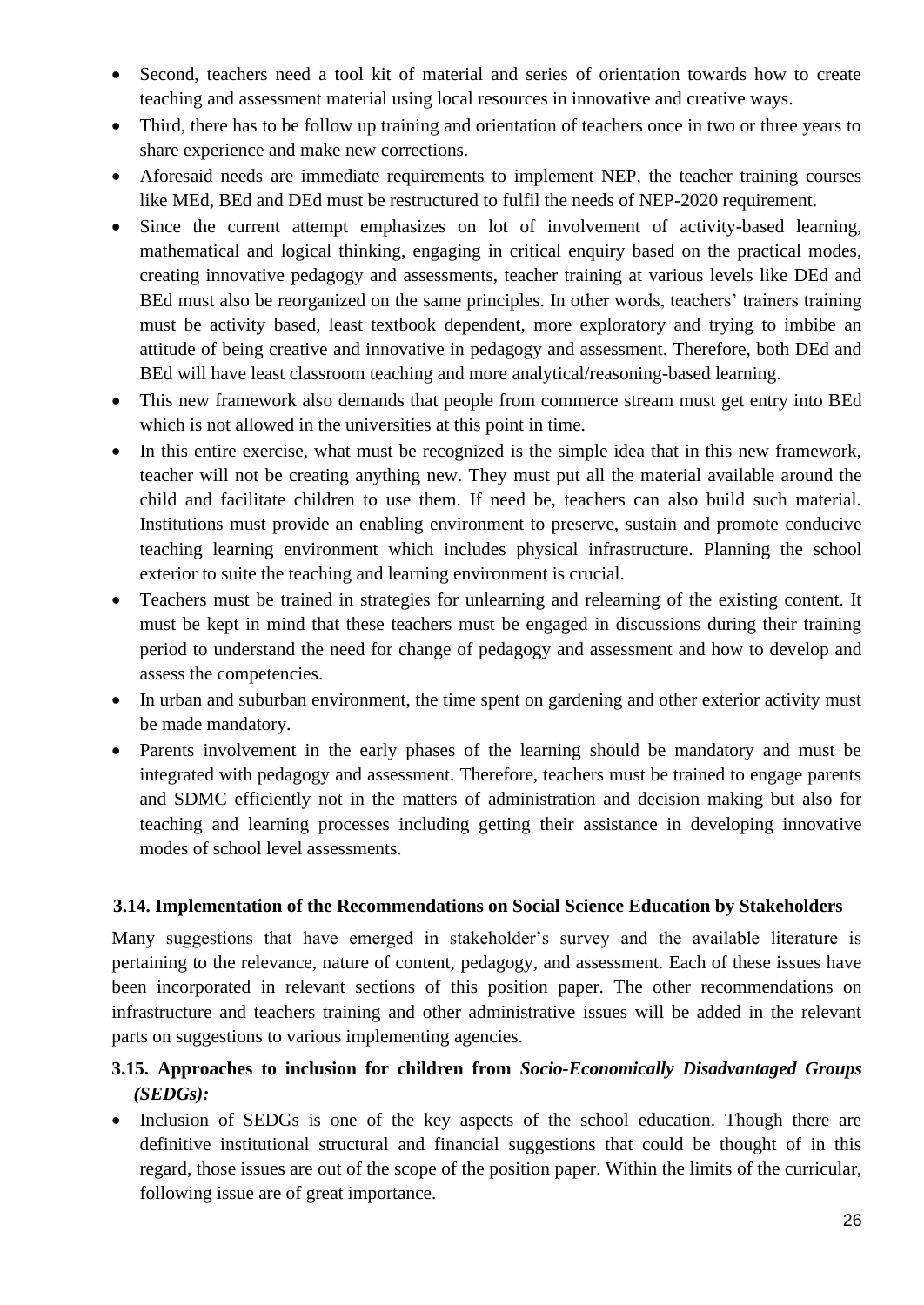- Second, teachers need a tool kit of material and series of orientation towards how to create teaching and assessment material using local resources in innovative and creative ways.
- Third, there has to be follow up training and orientation of teachers once in two or three years to share experience and make new corrections.
- Aforesaid needs are immediate requirements to implement NEP, the teacher training courses like MEd, BEd and DEd must be restructured to fulfil the needs of NEP-2020 requirement.
- Since the current attempt emphasizes on lot of involvement of activity-based learning, mathematical and logical thinking, engaging in critical enquiry based on the practical modes, creating innovative pedagogy and assessments, teacher training at various levels like DEd and BEd must also be reorganized on the same principles. In other words, teachers' trainers training must be activity based, least textbook dependent, more exploratory and trying to imbibe an attitude of being creative and innovative in pedagogy and assessment. Therefore, both DEd and BEd will have least classroom teaching and more analytical/reasoning-based learning.
- This new framework also demands that people from commerce stream must get entry into BEd which is not allowed in the universities at this point in time.
- In this entire exercise, what must be recognized is the simple idea that in this new framework, teacher will not be creating anything new. They must put all the material available around the child and facilitate children to use them. If need be, teachers can also build such material. Institutions must provide an enabling environment to preserve, sustain and promote conducive teaching learning environment which includes physical infrastructure. Planning the school exterior to suite the teaching and learning environment is crucial.
- Teachers must be trained in strategies for unlearning and relearning of the existing content. It must be kept in mind that these teachers must be engaged in discussions during their training period to understand the need for change of pedagogy and assessment and how to develop and assess the competencies.
- In urban and suburban environment, the time spent on gardening and other exterior activity must be made mandatory.
- Parents involvement in the early phases of the learning should be mandatory and must be integrated with pedagogy and assessment. Therefore, teachers must be trained to engage parents and SDMC efficiently not in the matters of administration and decision making but also for teaching and learning processes including getting their assistance in developing innovative modes of school level assessments.

### 3.14. Implementation of the Recommendations on Social Science Education by Stakeholders

Many suggestions that have emerged in stakeholder's survey and the available literature is pertaining to the relevance, nature of content, pedagogy, and assessment. Each of these issues have been incorporated in relevant sections of this position paper. The other recommendations on infrastructure and teachers training and other administrative issues will be added in the relevant parts on suggestions to various implementing agencies.

### 3.15. Approaches to inclusion for children from *Socio-Economically Disadvantaged Groups (SEDGs):*

- Inclusion of SEDGs is one of the key aspects of the school education. Though there are definitive institutional structural and financial suggestions that could be thought of in this regard, those issues are out of the scope of the position paper. Within the limits of the curricular, following issue are of great importance.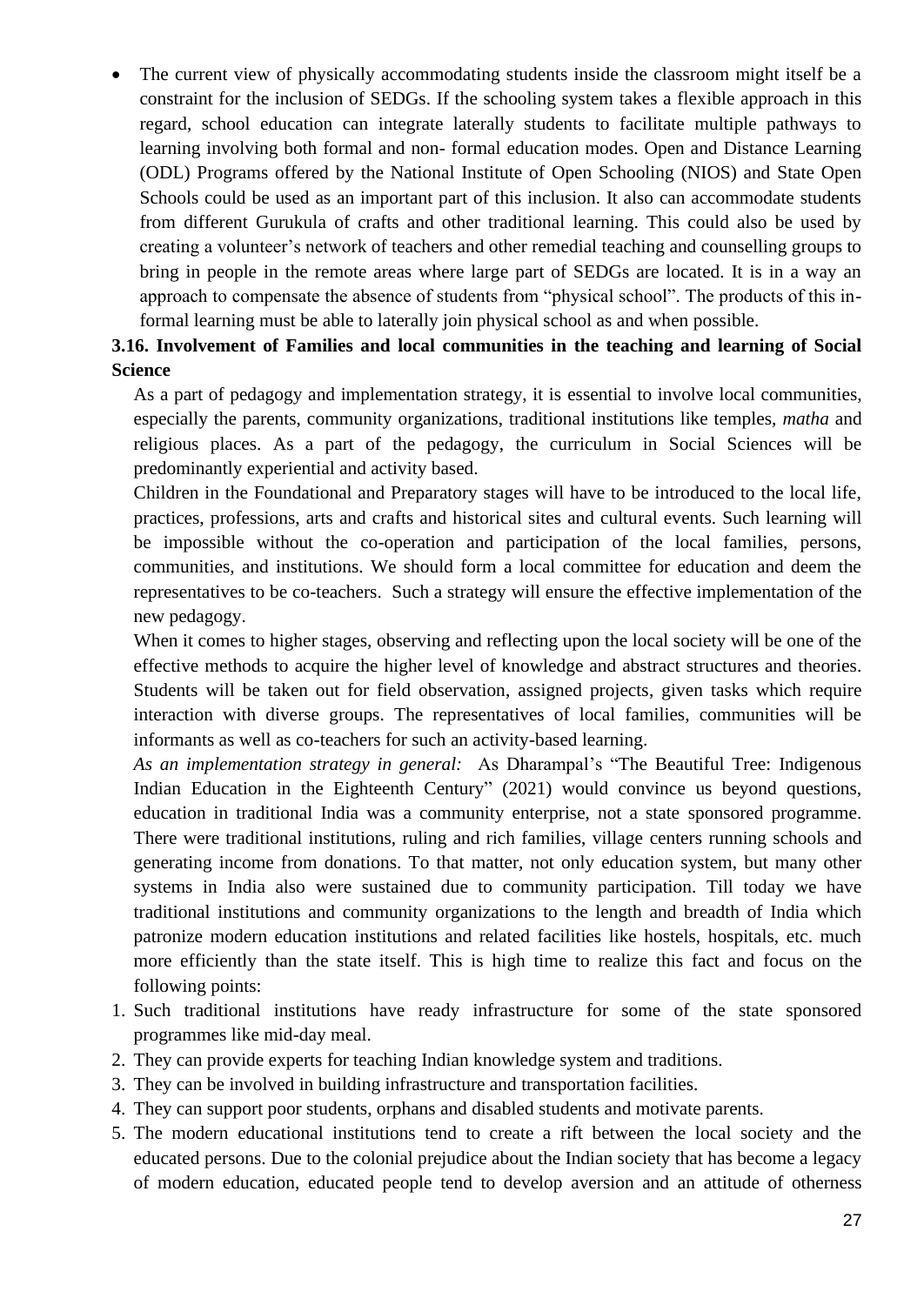- The current view of physically accommodating students inside the classroom might itself be a constraint for the inclusion of SEDGs. If the schooling system takes a flexible approach in this regard, school education can integrate laterally students to facilitate multiple pathways to learning involving both formal and non- formal education modes. Open and Distance Learning (ODL) Programs offered by the National Institute of Open Schooling (NIOS) and State Open Schools could be used as an important part of this inclusion. It also can accommodate students from different Gurukula of crafts and other traditional learning. This could also be used by creating a volunteer's network of teachers and other remedial teaching and counselling groups to bring in people in the remote areas where large part of SEDGs are located. It is in a way an approach to compensate the absence of students from "physical school". The products of this in-formal learning must be able to laterally join physical school as and when possible.

**3.16. Involvement of Families and local communities in the teaching and learning of Social Science**

As a part of pedagogy and implementation strategy, it is essential to involve local communities, especially the parents, community organizations, traditional institutions like temples, *matha* and religious places. As a part of the pedagogy, the curriculum in Social Sciences will be predominantly experiential and activity based.

Children in the Foundational and Preparatory stages will have to be introduced to the local life, practices, professions, arts and crafts and historical sites and cultural events. Such learning will be impossible without the co-operation and participation of the local families, persons, communities, and institutions. We should form a local committee for education and deem the representatives to be co-teachers. Such a strategy will ensure the effective implementation of the new pedagogy.

When it comes to higher stages, observing and reflecting upon the local society will be one of the effective methods to acquire the higher level of knowledge and abstract structures and theories. Students will be taken out for field observation, assigned projects, given tasks which require interaction with diverse groups. The representatives of local families, communities will be informants as well as co-teachers for such an activity-based learning.

*As an implementation strategy in general:* As Dharampal's "The Beautiful Tree: Indigenous Indian Education in the Eighteenth Century" (2021) would convince us beyond questions, education in traditional India was a community enterprise, not a state sponsored programme. There were traditional institutions, ruling and rich families, village centers running schools and generating income from donations. To that matter, not only education system, but many other systems in India also were sustained due to community participation. Till today we have traditional institutions and community organizations to the length and breadth of India which patronize modern education institutions and related facilities like hostels, hospitals, etc. much more efficiently than the state itself. This is high time to realize this fact and focus on the following points:

1. Such traditional institutions have ready infrastructure for some of the state sponsored programmes like mid-day meal.
2. They can provide experts for teaching Indian knowledge system and traditions.
3. They can be involved in building infrastructure and transportation facilities.
4. They can support poor students, orphans and disabled students and motivate parents.
5. The modern educational institutions tend to create a rift between the local society and the educated persons. Due to the colonial prejudice about the Indian society that has become a legacy of modern education, educated people tend to develop aversion and an attitude of otherness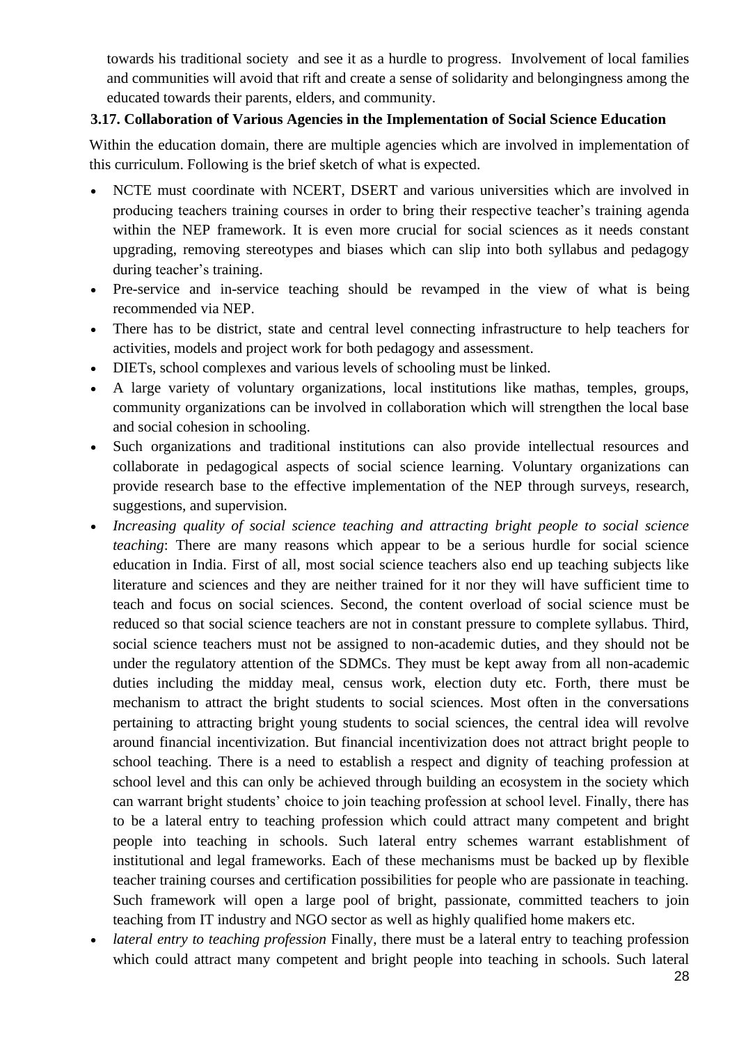towards his traditional society and see it as a hurdle to progress. Involvement of local families and communities will avoid that rift and create a sense of solidarity and belongingness among the educated towards their parents, elders, and community.

### 3.17. Collaboration of Various Agencies in the Implementation of Social Science Education

Within the education domain, there are multiple agencies which are involved in implementation of this curriculum. Following is the brief sketch of what is expected.

- NCTE must coordinate with NCERT, DSERT and various universities which are involved in producing teachers training courses in order to bring their respective teacher's training agenda within the NEP framework. It is even more crucial for social sciences as it needs constant upgrading, removing stereotypes and biases which can slip into both syllabus and pedagogy during teacher's training.
- Pre-service and in-service teaching should be revamped in the view of what is being recommended via NEP.
- There has to be district, state and central level connecting infrastructure to help teachers for activities, models and project work for both pedagogy and assessment.
- DIETs, school complexes and various levels of schooling must be linked.
- A large variety of voluntary organizations, local institutions like mathas, temples, groups, community organizations can be involved in collaboration which will strengthen the local base and social cohesion in schooling.
- Such organizations and traditional institutions can also provide intellectual resources and collaborate in pedagogical aspects of social science learning. Voluntary organizations can provide research base to the effective implementation of the NEP through surveys, research, suggestions, and supervision.
- *Increasing quality of social science teaching and attracting bright people to social science teaching*: There are many reasons which appear to be a serious hurdle for social science education in India. First of all, most social science teachers also end up teaching subjects like literature and sciences and they are neither trained for it nor they will have sufficient time to teach and focus on social sciences. Second, the content overload of social science must be reduced so that social science teachers are not in constant pressure to complete syllabus. Third, social science teachers must not be assigned to non-academic duties, and they should not be under the regulatory attention of the SDMCs. They must be kept away from all non-academic duties including the midday meal, census work, election duty etc. Forth, there must be mechanism to attract the bright students to social sciences. Most often in the conversations pertaining to attracting bright young students to social sciences, the central idea will revolve around financial incentivization. But financial incentivization does not attract bright people to school teaching. There is a need to establish a respect and dignity of teaching profession at school level and this can only be achieved through building an ecosystem in the society which can warrant bright students' choice to join teaching profession at school level. Finally, there has to be a lateral entry to teaching profession which could attract many competent and bright people into teaching in schools. Such lateral entry schemes warrant establishment of institutional and legal frameworks. Each of these mechanisms must be backed up by flexible teacher training courses and certification possibilities for people who are passionate in teaching. Such framework will open a large pool of bright, passionate, committed teachers to join teaching from IT industry and NGO sector as well as highly qualified home makers etc.
- *lateral entry to teaching profession* Finally, there must be a lateral entry to teaching profession which could attract many competent and bright people into teaching in schools. Such lateral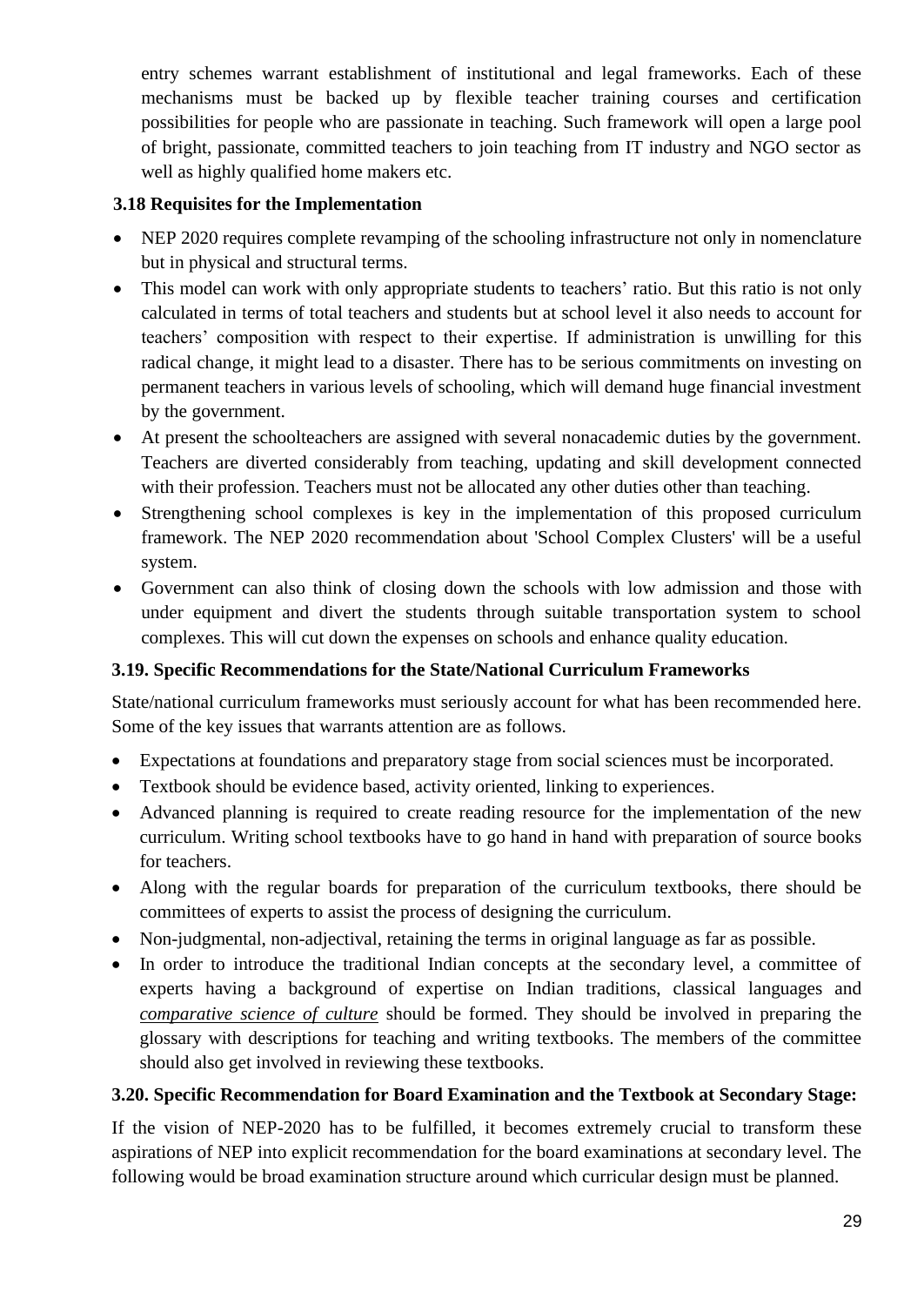entry schemes warrant establishment of institutional and legal frameworks. Each of these mechanisms must be backed up by flexible teacher training courses and certification possibilities for people who are passionate in teaching. Such framework will open a large pool of bright, passionate, committed teachers to join teaching from IT industry and NGO sector as well as highly qualified home makers etc.

### 3.18 Requisites for the Implementation

- NEP 2020 requires complete revamping of the schooling infrastructure not only in nomenclature but in physical and structural terms.
- This model can work with only appropriate students to teachers' ratio. But this ratio is not only calculated in terms of total teachers and students but at school level it also needs to account for teachers' composition with respect to their expertise. If administration is unwilling for this radical change, it might lead to a disaster. There has to be serious commitments on investing on permanent teachers in various levels of schooling, which will demand huge financial investment by the government.
- At present the schoolteachers are assigned with several nonacademic duties by the government. Teachers are diverted considerably from teaching, updating and skill development connected with their profession. Teachers must not be allocated any other duties other than teaching.
- Strengthening school complexes is key in the implementation of this proposed curriculum framework. The NEP 2020 recommendation about 'School Complex Clusters' will be a useful system.
- Government can also think of closing down the schools with low admission and those with under equipment and divert the students through suitable transportation system to school complexes. This will cut down the expenses on schools and enhance quality education.

### 3.19. Specific Recommendations for the State/National Curriculum Frameworks

State/national curriculum frameworks must seriously account for what has been recommended here. Some of the key issues that warrants attention are as follows.

- Expectations at foundations and preparatory stage from social sciences must be incorporated.
- Textbook should be evidence based, activity oriented, linking to experiences.
- Advanced planning is required to create reading resource for the implementation of the new curriculum. Writing school textbooks have to go hand in hand with preparation of source books for teachers.
- Along with the regular boards for preparation of the curriculum textbooks, there should be committees of experts to assist the process of designing the curriculum.
- Non-judgmental, non-adjectival, retaining the terms in original language as far as possible.
- In order to introduce the traditional Indian concepts at the secondary level, a committee of experts having a background of expertise on Indian traditions, classical languages and *comparative science of culture* should be formed. They should be involved in preparing the glossary with descriptions for teaching and writing textbooks. The members of the committee should also get involved in reviewing these textbooks.

### 3.20. Specific Recommendation for Board Examination and the Textbook at Secondary Stage:

If the vision of NEP-2020 has to be fulfilled, it becomes extremely crucial to transform these aspirations of NEP into explicit recommendation for the board examinations at secondary level. The following would be broad examination structure around which curricular design must be planned.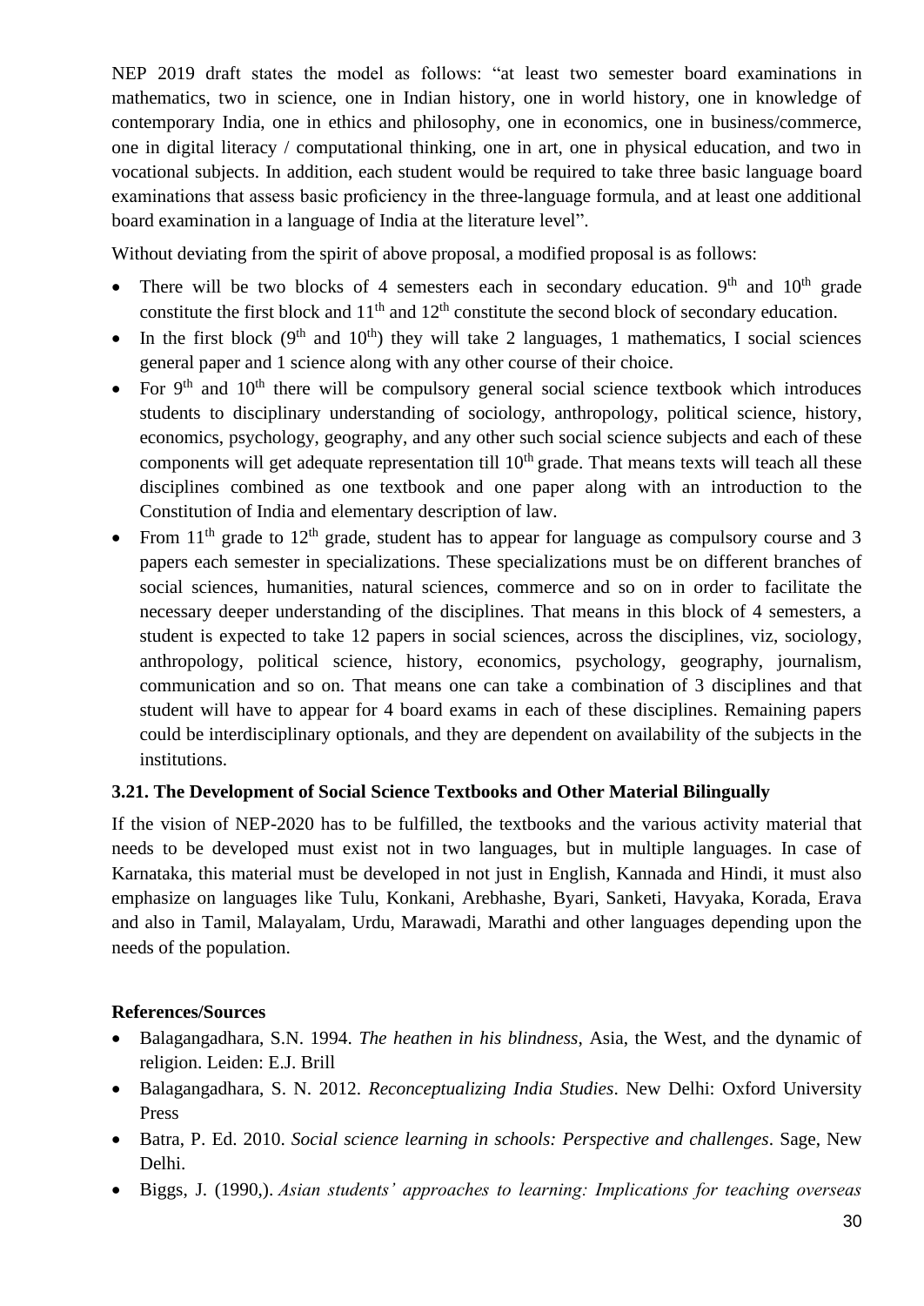NEP 2019 draft states the model as follows: "at least two semester board examinations in mathematics, two in science, one in Indian history, one in world history, one in knowledge of contemporary India, one in ethics and philosophy, one in economics, one in business/commerce, one in digital literacy / computational thinking, one in art, one in physical education, and two in vocational subjects. In addition, each student would be required to take three basic language board examinations that assess basic proficiency in the three-language formula, and at least one additional board examination in a language of India at the literature level".

Without deviating from the spirit of above proposal, a modified proposal is as follows:

- There will be two blocks of 4 semesters each in secondary education. 9th and 10th grade constitute the first block and 11th and 12th constitute the second block of secondary education.
- In the first block (9th and 10th) they will take 2 languages, 1 mathematics, I social sciences general paper and 1 science along with any other course of their choice.
- For 9th and 10th there will be compulsory general social science textbook which introduces students to disciplinary understanding of sociology, anthropology, political science, history, economics, psychology, geography, and any other such social science subjects and each of these components will get adequate representation till 10th grade. That means texts will teach all these disciplines combined as one textbook and one paper along with an introduction to the Constitution of India and elementary description of law.
- From 11th grade to 12th grade, student has to appear for language as compulsory course and 3 papers each semester in specializations. These specializations must be on different branches of social sciences, humanities, natural sciences, commerce and so on in order to facilitate the necessary deeper understanding of the disciplines. That means in this block of 4 semesters, a student is expected to take 12 papers in social sciences, across the disciplines, viz, sociology, anthropology, political science, history, economics, psychology, geography, journalism, communication and so on. That means one can take a combination of 3 disciplines and that student will have to appear for 4 board exams in each of these disciplines. Remaining papers could be interdisciplinary optionals, and they are dependent on availability of the subjects in the institutions.

### 3.21. The Development of Social Science Textbooks and Other Material Bilingually

If the vision of NEP-2020 has to be fulfilled, the textbooks and the various activity material that needs to be developed must exist not in two languages, but in multiple languages. In case of Karnataka, this material must be developed in not just in English, Kannada and Hindi, it must also emphasize on languages like Tulu, Konkani, Arebhashe, Byari, Sanketi, Havyaka, Korada, Erava and also in Tamil, Malayalam, Urdu, Marawadi, Marathi and other languages depending upon the needs of the population.

**References/Sources**

- Balagangadhara, S.N. 1994. *The heathen in his blindness*, Asia, the West, and the dynamic of religion. Leiden: E.J. Brill
- Balagangadhara, S. N. 2012. *Reconceptualizing India Studies*. New Delhi: Oxford University Press
- Batra, P. Ed. 2010. *Social science learning in schools: Perspective and challenges*. Sage, New Delhi.
- Biggs, J. (1990,). *Asian students' approaches to learning: Implications for teaching overseas*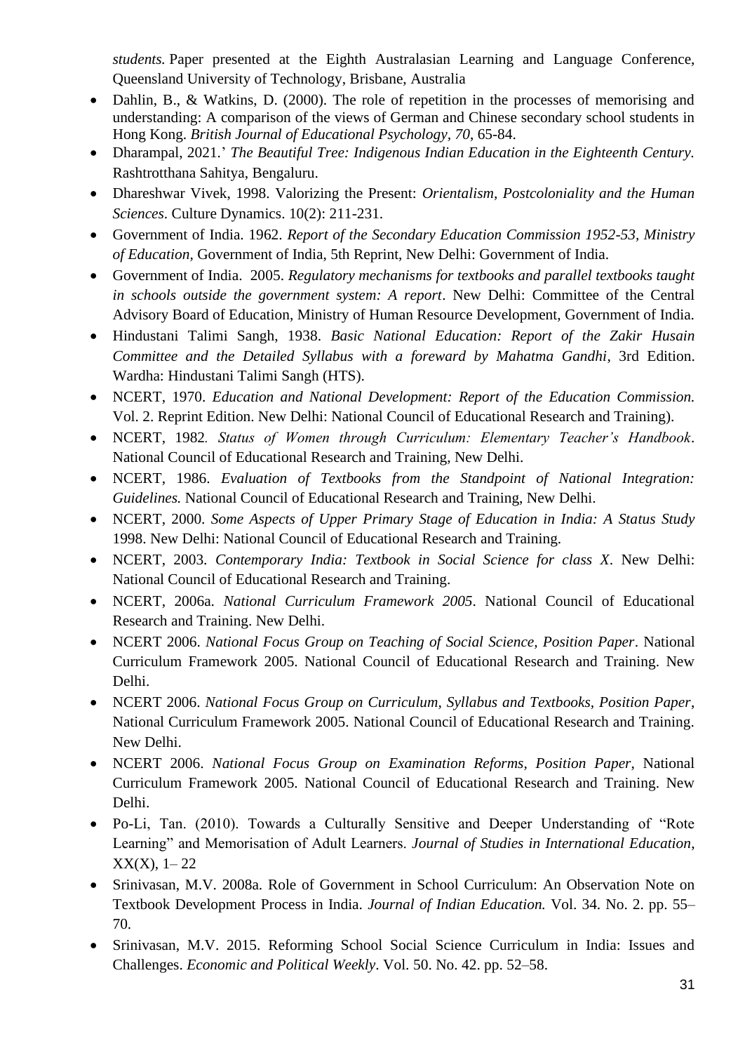*students.* Paper presented at the Eighth Australasian Learning and Language Conference, Queensland University of Technology, Brisbane, Australia

- Dahlin, B., & Watkins, D. (2000). The role of repetition in the processes of memorising and understanding: A comparison of the views of German and Chinese secondary school students in Hong Kong. *British Journal of Educational Psychology*, *70*, 65-84.
- Dharampal, 2021.' *The Beautiful Tree: Indigenous Indian Education in the Eighteenth Century.* Rashtrotthana Sahitya, Bengaluru.
- Dhareshwar Vivek, 1998. Valorizing the Present: *Orientalism, Postcoloniality and the Human Sciences*. Culture Dynamics. 10(2): 211-231.
- Government of India. 1962. *Report of the Secondary Education Commission 1952-53, Ministry of Education*, Government of India, 5th Reprint, New Delhi: Government of India.
- Government of India. 2005. *Regulatory mechanisms for textbooks and parallel textbooks taught in schools outside the government system: A report*. New Delhi: Committee of the Central Advisory Board of Education, Ministry of Human Resource Development, Government of India.
- Hindustani Talimi Sangh, 1938. *Basic National Education: Report of the Zakir Husain Committee and the Detailed Syllabus with a foreward by Mahatma Gandhi*, 3rd Edition. Wardha: Hindustani Talimi Sangh (HTS).
- NCERT, 1970. *Education and National Development: Report of the Education Commission.* Vol. 2. Reprint Edition. New Delhi: National Council of Educational Research and Training).
- NCERT, 1982. *Status of Women through Curriculum: Elementary Teacher's Handbook*. National Council of Educational Research and Training, New Delhi.
- NCERT, 1986. *Evaluation of Textbooks from the Standpoint of National Integration: Guidelines.* National Council of Educational Research and Training, New Delhi.
- NCERT, 2000. *Some Aspects of Upper Primary Stage of Education in India: A Status Study* 1998. New Delhi: National Council of Educational Research and Training.
- NCERT, 2003. *Contemporary India: Textbook in Social Science for class X*. New Delhi: National Council of Educational Research and Training.
- NCERT, 2006a. *National Curriculum Framework 2005*. National Council of Educational Research and Training. New Delhi.
- NCERT 2006. *National Focus Group on Teaching of Social Science, Position Paper*. National Curriculum Framework 2005. National Council of Educational Research and Training. New Delhi.
- NCERT 2006. *National Focus Group on Curriculum, Syllabus and Textbooks, Position Paper*, National Curriculum Framework 2005. National Council of Educational Research and Training. New Delhi.
- NCERT 2006. *National Focus Group on Examination Reforms, Position Paper*, National Curriculum Framework 2005. National Council of Educational Research and Training. New Delhi.
- Po-Li, Tan. (2010). Towards a Culturally Sensitive and Deeper Understanding of "Rote Learning" and Memorisation of Adult Learners. *Journal of Studies in International Education*, XX(X), 1– 22
- Srinivasan, M.V. 2008a. Role of Government in School Curriculum: An Observation Note on Textbook Development Process in India. *Journal of Indian Education.* Vol. 34. No. 2. pp. 55–70.
- Srinivasan, M.V. 2015. Reforming School Social Science Curriculum in India: Issues and Challenges. *Economic and Political Weekly*. Vol. 50. No. 42. pp. 52–58.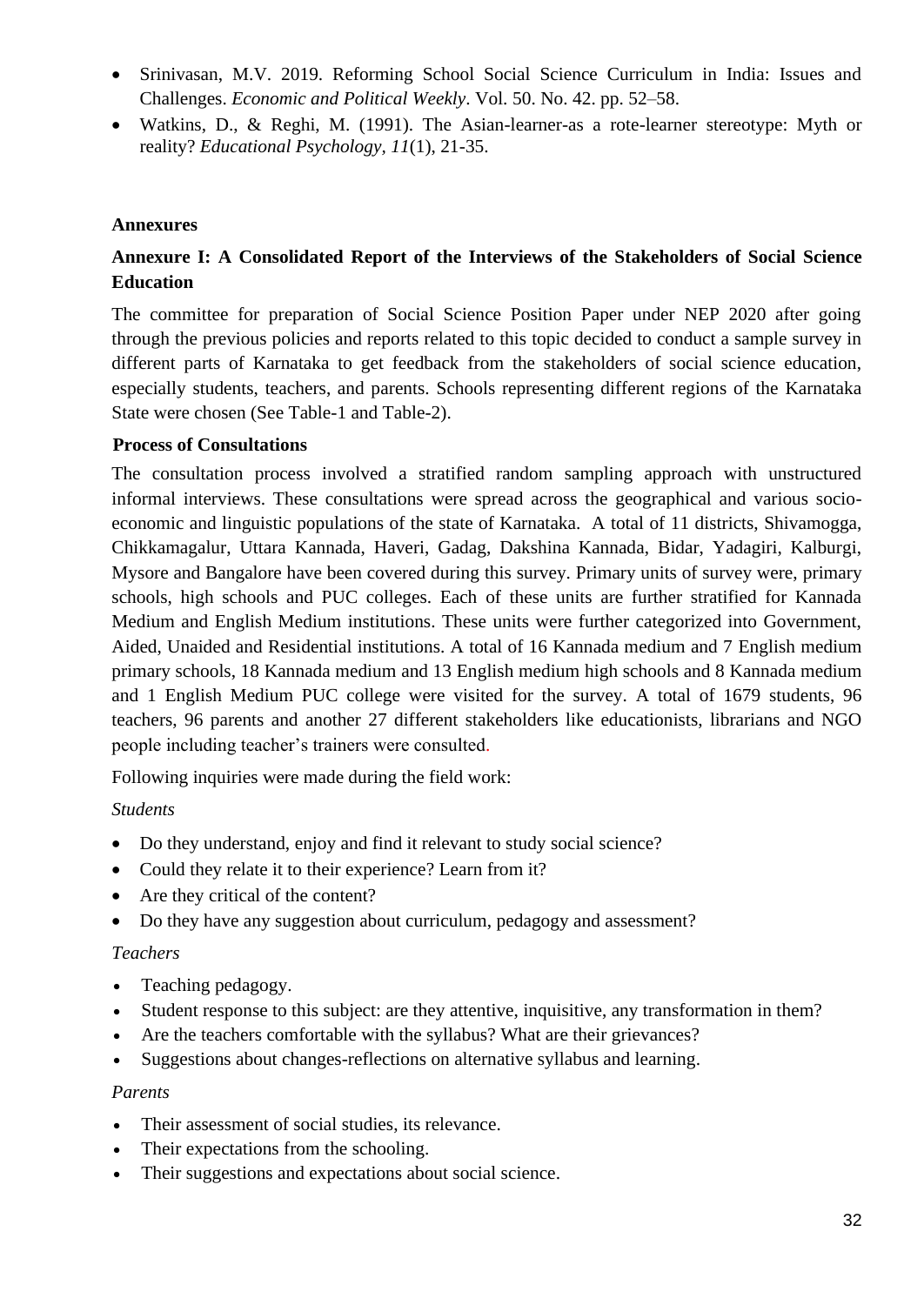- Srinivasan, M.V. 2019. Reforming School Social Science Curriculum in India: Issues and Challenges. *Economic and Political Weekly*. Vol. 50. No. 42. pp. 52–58.
- Watkins, D., & Reghi, M. (1991). The Asian-learner-as a rote-learner stereotype: Myth or reality? *Educational Psychology, 11*(1), 21-35.

## Annexures

### Annexure I: A Consolidated Report of the Interviews of the Stakeholders of Social Science Education

The committee for preparation of Social Science Position Paper under NEP 2020 after going through the previous policies and reports related to this topic decided to conduct a sample survey in different parts of Karnataka to get feedback from the stakeholders of social science education, especially students, teachers, and parents. Schools representing different regions of the Karnataka State were chosen (See Table-1 and Table-2).

**Process of Consultations**

The consultation process involved a stratified random sampling approach with unstructured informal interviews. These consultations were spread across the geographical and various socio-economic and linguistic populations of the state of Karnataka. A total of 11 districts, Shivamogga, Chikkamagalur, Uttara Kannada, Haveri, Gadag, Dakshina Kannada, Bidar, Yadagiri, Kalburgi, Mysore and Bangalore have been covered during this survey. Primary units of survey were, primary schools, high schools and PUC colleges. Each of these units are further stratified for Kannada Medium and English Medium institutions. These units were further categorized into Government, Aided, Unaided and Residential institutions. A total of 16 Kannada medium and 7 English medium primary schools, 18 Kannada medium and 13 English medium high schools and 8 Kannada medium and 1 English Medium PUC college were visited for the survey. A total of 1679 students, 96 teachers, 96 parents and another 27 different stakeholders like educationists, librarians and NGO people including teacher's trainers were consulted.

Following inquiries were made during the field work:

*Students*

- Do they understand, enjoy and find it relevant to study social science?
- Could they relate it to their experience? Learn from it?
- Are they critical of the content?
- Do they have any suggestion about curriculum, pedagogy and assessment?

*Teachers*

- Teaching pedagogy.
- Student response to this subject: are they attentive, inquisitive, any transformation in them?
- Are the teachers comfortable with the syllabus? What are their grievances?
- Suggestions about changes-reflections on alternative syllabus and learning.

*Parents*

- Their assessment of social studies, its relevance.
- Their expectations from the schooling.
- Their suggestions and expectations about social science.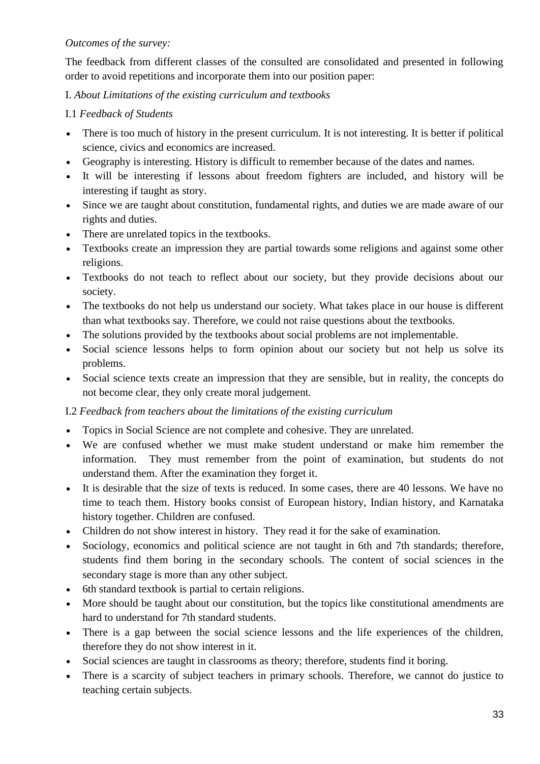*Outcomes of the survey:*

The feedback from different classes of the consulted are consolidated and presented in following order to avoid repetitions and incorporate them into our position paper:

I. *About Limitations of the existing curriculum and textbooks*

I.1 *Feedback of Students*

- There is too much of history in the present curriculum. It is not interesting. It is better if political science, civics and economics are increased.
- Geography is interesting. History is difficult to remember because of the dates and names.
- It will be interesting if lessons about freedom fighters are included, and history will be interesting if taught as story.
- Since we are taught about constitution, fundamental rights, and duties we are made aware of our rights and duties.
- There are unrelated topics in the textbooks.
- Textbooks create an impression they are partial towards some religions and against some other religions.
- Textbooks do not teach to reflect about our society, but they provide decisions about our society.
- The textbooks do not help us understand our society. What takes place in our house is different than what textbooks say. Therefore, we could not raise questions about the textbooks.
- The solutions provided by the textbooks about social problems are not implementable.
- Social science lessons helps to form opinion about our society but not help us solve its problems.
- Social science texts create an impression that they are sensible, but in reality, the concepts do not become clear, they only create moral judgement.

I.2 *Feedback from teachers about the limitations of the existing curriculum*

- Topics in Social Science are not complete and cohesive. They are unrelated.
- We are confused whether we must make student understand or make him remember the information. They must remember from the point of examination, but students do not understand them. After the examination they forget it.
- It is desirable that the size of texts is reduced. In some cases, there are 40 lessons. We have no time to teach them. History books consist of European history, Indian history, and Karnataka history together. Children are confused.
- Children do not show interest in history. They read it for the sake of examination.
- Sociology, economics and political science are not taught in 6th and 7th standards; therefore, students find them boring in the secondary schools. The content of social sciences in the secondary stage is more than any other subject.
- 6th standard textbook is partial to certain religions.
- More should be taught about our constitution, but the topics like constitutional amendments are hard to understand for 7th standard students.
- There is a gap between the social science lessons and the life experiences of the children, therefore they do not show interest in it.
- Social sciences are taught in classrooms as theory; therefore, students find it boring.
- There is a scarcity of subject teachers in primary schools. Therefore, we cannot do justice to teaching certain subjects.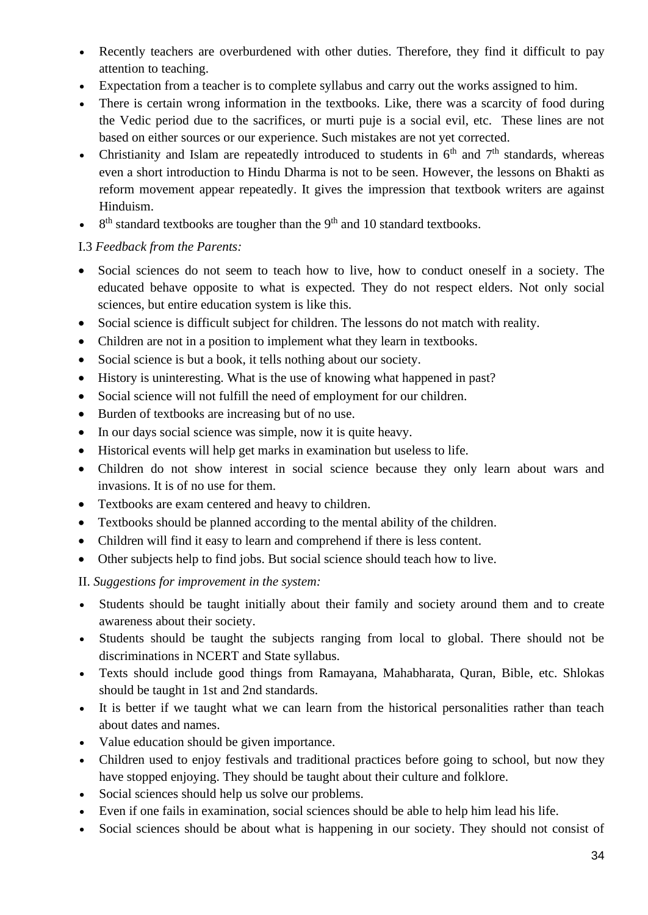- Recently teachers are overburdened with other duties. Therefore, they find it difficult to pay attention to teaching.
- Expectation from a teacher is to complete syllabus and carry out the works assigned to him.
- There is certain wrong information in the textbooks. Like, there was a scarcity of food during the Vedic period due to the sacrifices, or murti puje is a social evil, etc. These lines are not based on either sources or our experience. Such mistakes are not yet corrected.
- Christianity and Islam are repeatedly introduced to students in 6th and 7th standards, whereas even a short introduction to Hindu Dharma is not to be seen. However, the lessons on Bhakti as reform movement appear repeatedly. It gives the impression that textbook writers are against Hinduism.
- 8th standard textbooks are tougher than the 9th and 10 standard textbooks.

I.3 *Feedback from the Parents:*

- Social sciences do not seem to teach how to live, how to conduct oneself in a society. The educated behave opposite to what is expected. They do not respect elders. Not only social sciences, but entire education system is like this.
- Social science is difficult subject for children. The lessons do not match with reality.
- Children are not in a position to implement what they learn in textbooks.
- Social science is but a book, it tells nothing about our society.
- History is uninteresting. What is the use of knowing what happened in past?
- Social science will not fulfill the need of employment for our children.
- Burden of textbooks are increasing but of no use.
- In our days social science was simple, now it is quite heavy.
- Historical events will help get marks in examination but useless to life.
- Children do not show interest in social science because they only learn about wars and invasions. It is of no use for them.
- Textbooks are exam centered and heavy to children.
- Textbooks should be planned according to the mental ability of the children.
- Children will find it easy to learn and comprehend if there is less content.
- Other subjects help to find jobs. But social science should teach how to live.

II. *Suggestions for improvement in the system:*

- Students should be taught initially about their family and society around them and to create awareness about their society.
- Students should be taught the subjects ranging from local to global. There should not be discriminations in NCERT and State syllabus.
- Texts should include good things from Ramayana, Mahabharata, Quran, Bible, etc. Shlokas should be taught in 1st and 2nd standards.
- It is better if we taught what we can learn from the historical personalities rather than teach about dates and names.
- Value education should be given importance.
- Children used to enjoy festivals and traditional practices before going to school, but now they have stopped enjoying. They should be taught about their culture and folklore.
- Social sciences should help us solve our problems.
- Even if one fails in examination, social sciences should be able to help him lead his life.
- Social sciences should be about what is happening in our society. They should not consist of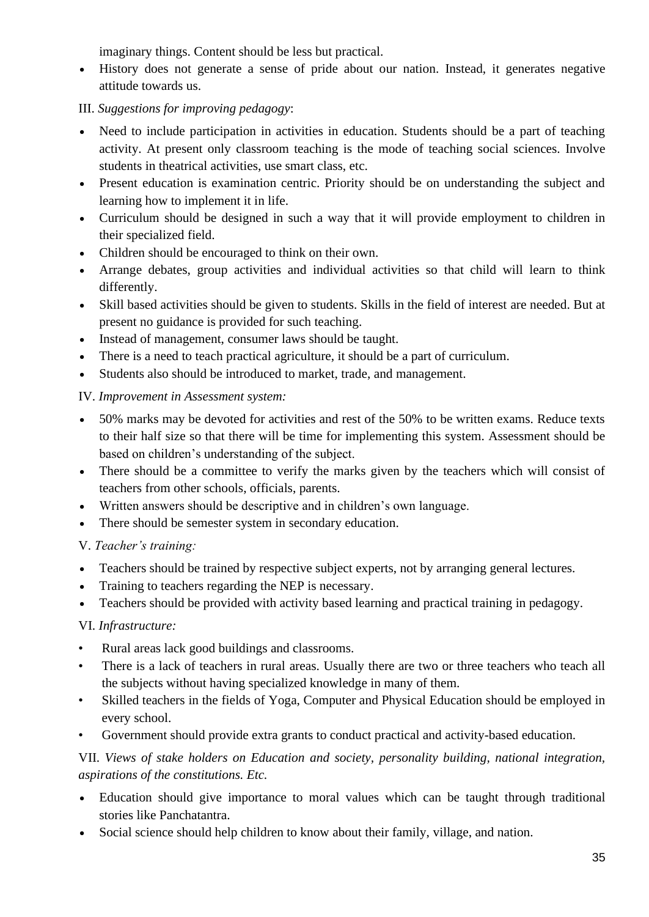imaginary things. Content should be less but practical.

- History does not generate a sense of pride about our nation. Instead, it generates negative attitude towards us.

III. *Suggestions for improving pedagogy*:

- Need to include participation in activities in education. Students should be a part of teaching activity. At present only classroom teaching is the mode of teaching social sciences. Involve students in theatrical activities, use smart class, etc.
- Present education is examination centric. Priority should be on understanding the subject and learning how to implement it in life.
- Curriculum should be designed in such a way that it will provide employment to children in their specialized field.
- Children should be encouraged to think on their own.
- Arrange debates, group activities and individual activities so that child will learn to think differently.
- Skill based activities should be given to students. Skills in the field of interest are needed. But at present no guidance is provided for such teaching.
- Instead of management, consumer laws should be taught.
- There is a need to teach practical agriculture, it should be a part of curriculum.
- Students also should be introduced to market, trade, and management.

IV. *Improvement in Assessment system:*

- 50% marks may be devoted for activities and rest of the 50% to be written exams. Reduce texts to their half size so that there will be time for implementing this system. Assessment should be based on children's understanding of the subject.
- There should be a committee to verify the marks given by the teachers which will consist of teachers from other schools, officials, parents.
- Written answers should be descriptive and in children's own language.
- There should be semester system in secondary education.

V. *Teacher's training:*

- Teachers should be trained by respective subject experts, not by arranging general lectures.
- Training to teachers regarding the NEP is necessary.
- Teachers should be provided with activity based learning and practical training in pedagogy.

VI. *Infrastructure:*

- Rural areas lack good buildings and classrooms.
- There is a lack of teachers in rural areas. Usually there are two or three teachers who teach all the subjects without having specialized knowledge in many of them.
- Skilled teachers in the fields of Yoga, Computer and Physical Education should be employed in every school.
- Government should provide extra grants to conduct practical and activity-based education.

VII. *Views of stake holders on Education and society, personality building, national integration, aspirations of the constitutions. Etc.*

- Education should give importance to moral values which can be taught through traditional stories like Panchatantra.
- Social science should help children to know about their family, village, and nation.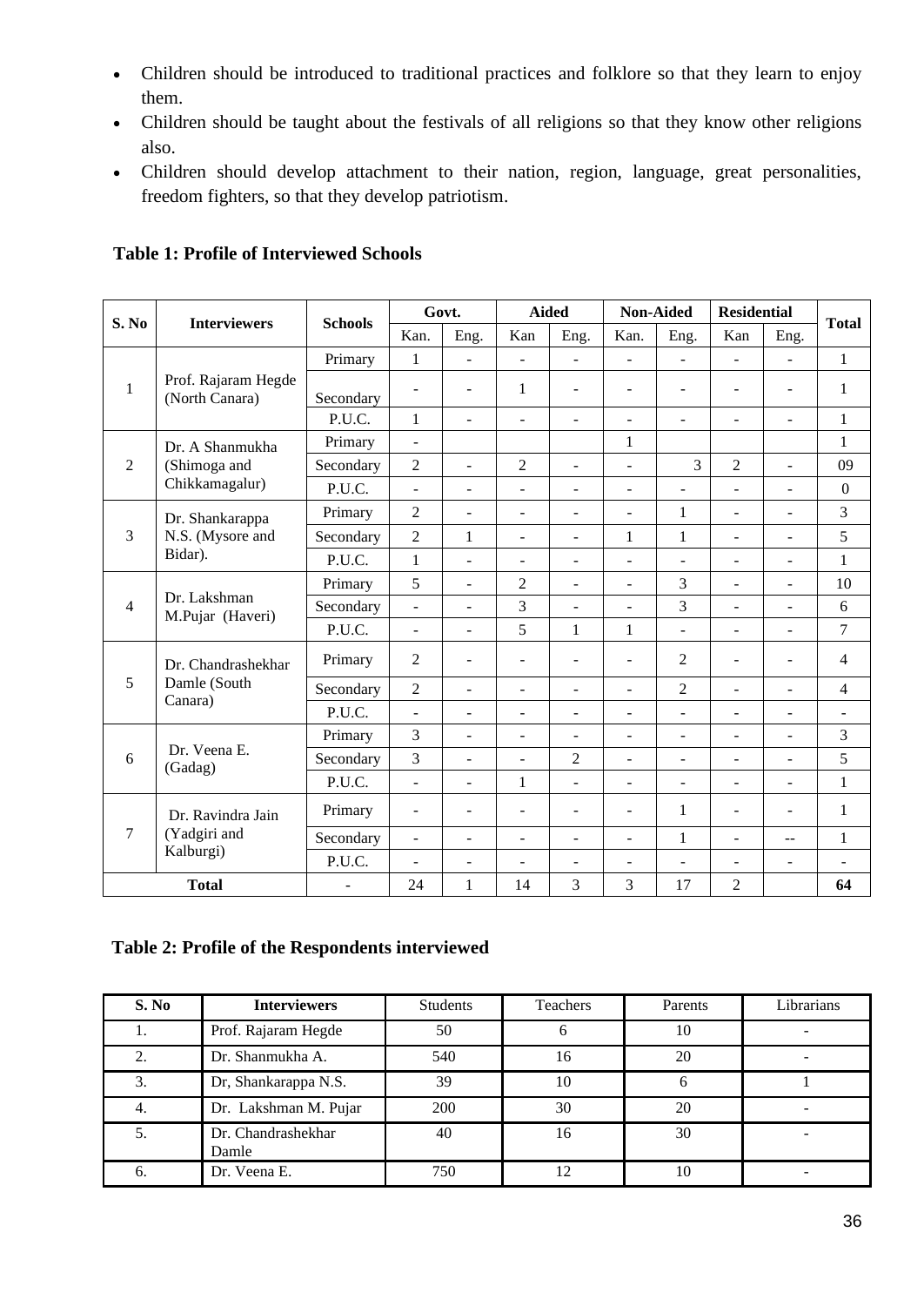- Children should be introduced to traditional practices and folklore so that they learn to enjoy them.
- Children should be taught about the festivals of all religions so that they know other religions also.
- Children should develop attachment to their nation, region, language, great personalities, freedom fighters, so that they develop patriotism.

**Table 1: Profile of Interviewed Schools**

| S. No | Interviewers | Schools | Govt. | | Aided | | Non-Aided | | Residential | | Total |
|---|---|---|---|---|---|---|---|---|---|---|---|
| | | | Kan. | Eng. | Kan | Eng. | Kan. | Eng. | Kan | Eng. | |
| 1 | Prof. Rajaram Hegde (North Canara) | Primary | 1 | - | - | - | - | - | - | - | 1 |
| | | Secondary | - | - | 1 | - | - | - | - | - | 1 |
| | | P.U.C. | 1 | - | - | - | - | - | - | - | 1 |
| 2 | Dr. A Shanmukha (Shimoga and Chikkamagalur) | Primary | - | | | | 1 | | | | 1 |
| | | Secondary | 2 | - | 2 | - | - | 3 | 2 | - | 09 |
| | | P.U.C. | - | - | - | - | - | - | - | - | 0 |
| 3 | Dr. Shankarappa N.S. (Mysore and Bidar). | Primary | 2 | - | - | - | - | 1 | - | - | 3 |
| | | Secondary | 2 | 1 | - | - | 1 | 1 | - | - | 5 |
| | | P.U.C. | 1 | - | - | - | - | - | - | - | 1 |
| 4 | Dr. Lakshman M.Pujar (Haveri) | Primary | 5 | - | 2 | - | - | 3 | - | - | 10 |
| | | Secondary | - | - | 3 | - | - | 3 | - | - | 6 |
| | | P.U.C. | - | - | 5 | 1 | 1 | - | - | - | 7 |
| 5 | Dr. Chandrashekhar Damle (South Canara) | Primary | 2 | - | - | - | - | 2 | - | - | 4 |
| | | Secondary | 2 | - | - | - | - | 2 | - | - | 4 |
| | | P.U.C. | - | - | - | - | - | - | - | - | - |
| 6 | Dr. Veena E. (Gadag) | Primary | 3 | - | - | - | - | - | - | - | 3 |
| | | Secondary | 3 | - | - | 2 | - | - | - | - | 5 |
| | | P.U.C. | - | - | 1 | - | - | - | - | - | 1 |
| 7 | Dr. Ravindra Jain (Yadgiri and Kalburgi) | Primary | - | - | - | - | - | 1 | - | - | 1 |
| | | Secondary | - | - | - | - | - | 1 | - | -- | 1 |
| | | P.U.C. | - | - | - | - | - | - | - | - | - |
| Total | | - | 24 | 1 | 14 | 3 | 3 | 17 | 2 | | 64 |

**Table 2: Profile of the Respondents interviewed**

| S. No | Interviewers | Students | Teachers | Parents | Librarians |
|---|---|---|---|---|---|
| 1. | Prof. Rajaram Hegde | 50 | 6 | 10 | - |
| 2. | Dr. Shanmukha A. | 540 | 16 | 20 | - |
| 3. | Dr, Shankarappa N.S. | 39 | 10 | 6 | 1 |
| 4. | Dr. Lakshman M. Pujar | 200 | 30 | 20 | - |
| 5. | Dr. Chandrashekhar Damle | 40 | 16 | 30 | - |
| 6. | Dr. Veena E. | 750 | 12 | 10 | - |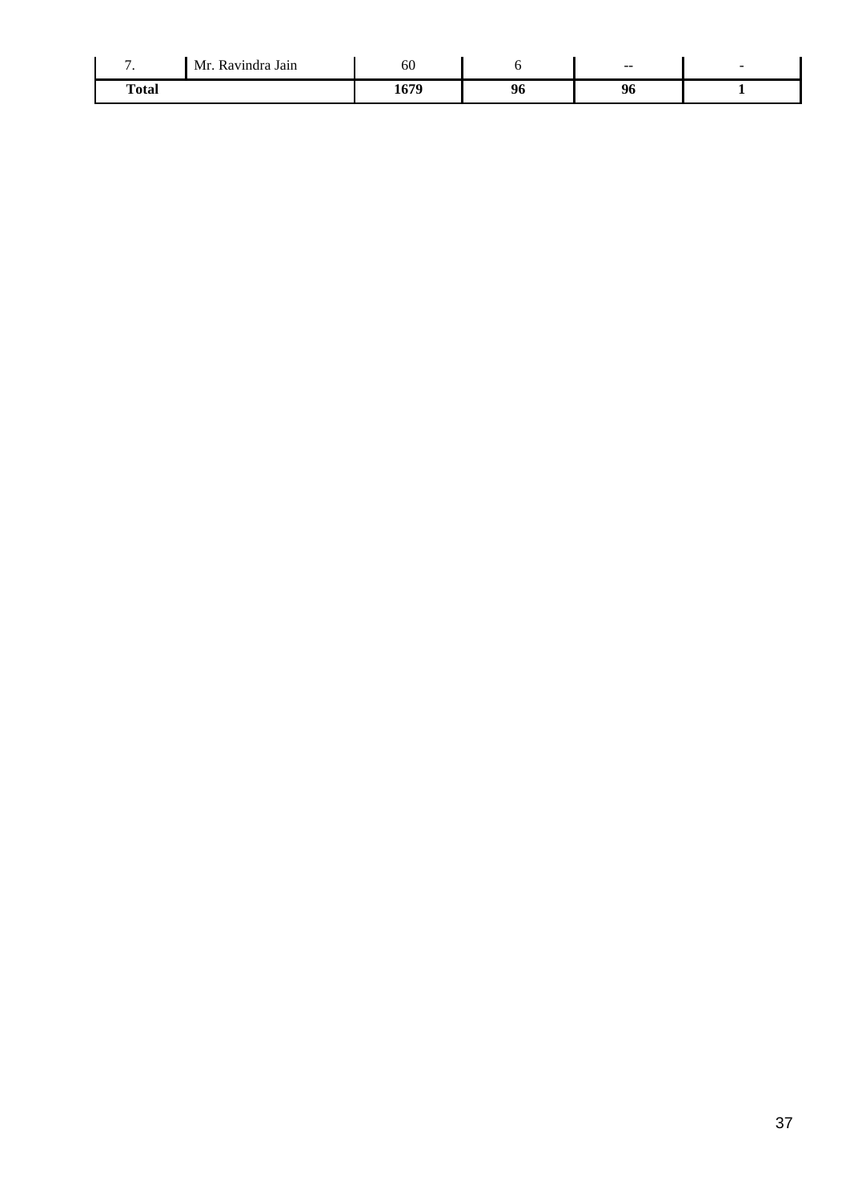| | | | | | |
|---|---|---|---|---|---|
| 7. | Mr. Ravindra Jain | 60 | 6 | -- | - |
| **Total** | | **1679** | **96** | **96** | **1** |